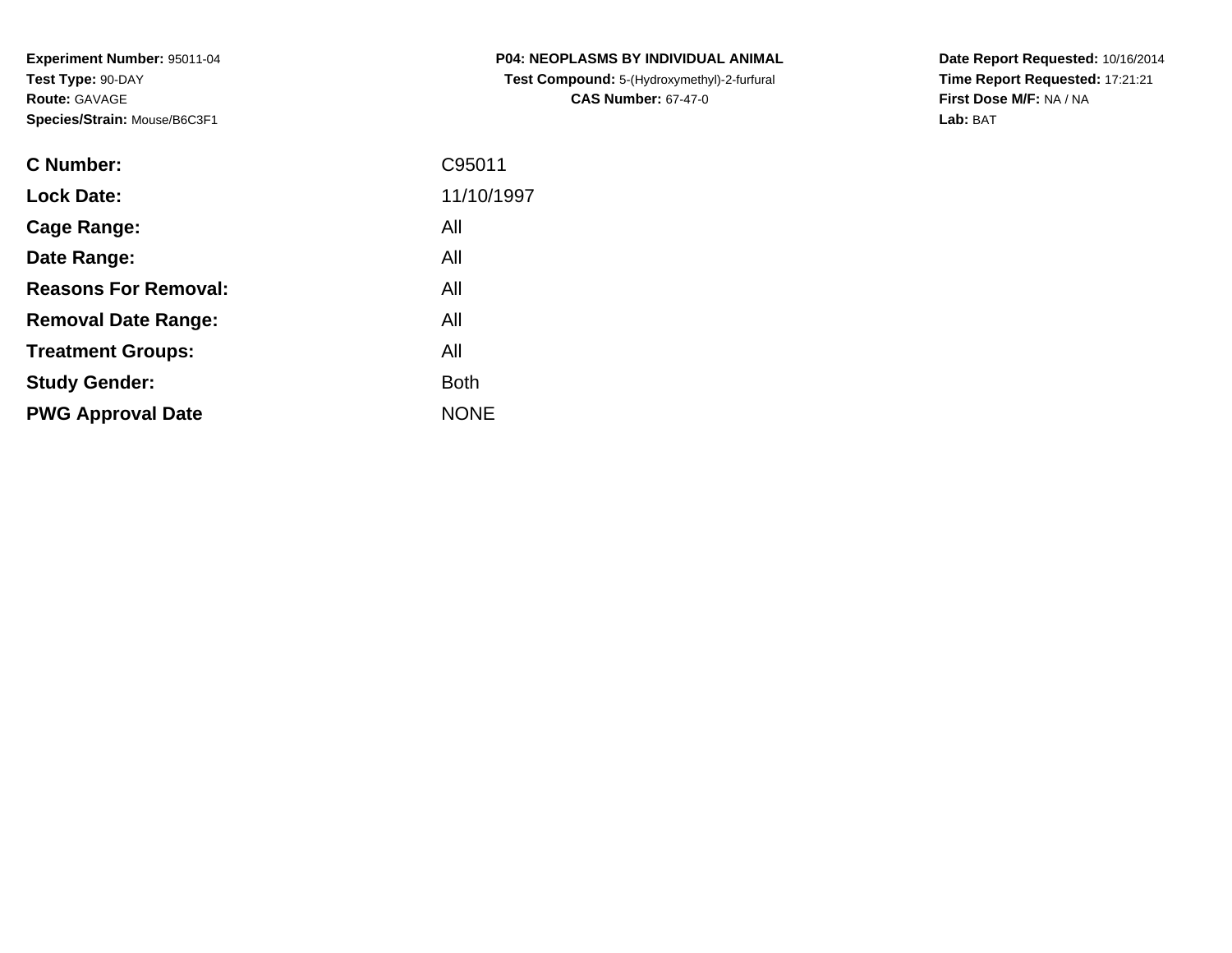**Experiment Number:** 95011-04
**Test Type:** 90-DAY
**Route:** GAVAGE
**Species/Strain:** Mouse/B6C3F1

**P04: NEOPLASMS BY INDIVIDUAL ANIMAL**
**Test Compound:** 5-(Hydroxymethyl)-2-furfural
**CAS Number:** 67-47-0

**Date Report Requested:** 10/16/2014
**Time Report Requested:** 17:21:21
**First Dose M/F:** NA / NA
**Lab:** BAT

| | |
|---|---|
| **C Number:** | C95011 |
| **Lock Date:** | 11/10/1997 |
| **Cage Range:** | All |
| **Date Range:** | All |
| **Reasons For Removal:** | All |
| **Removal Date Range:** | All |
| **Treatment Groups:** | All |
| **Study Gender:** | Both |
| **PWG Approval Date** | NONE |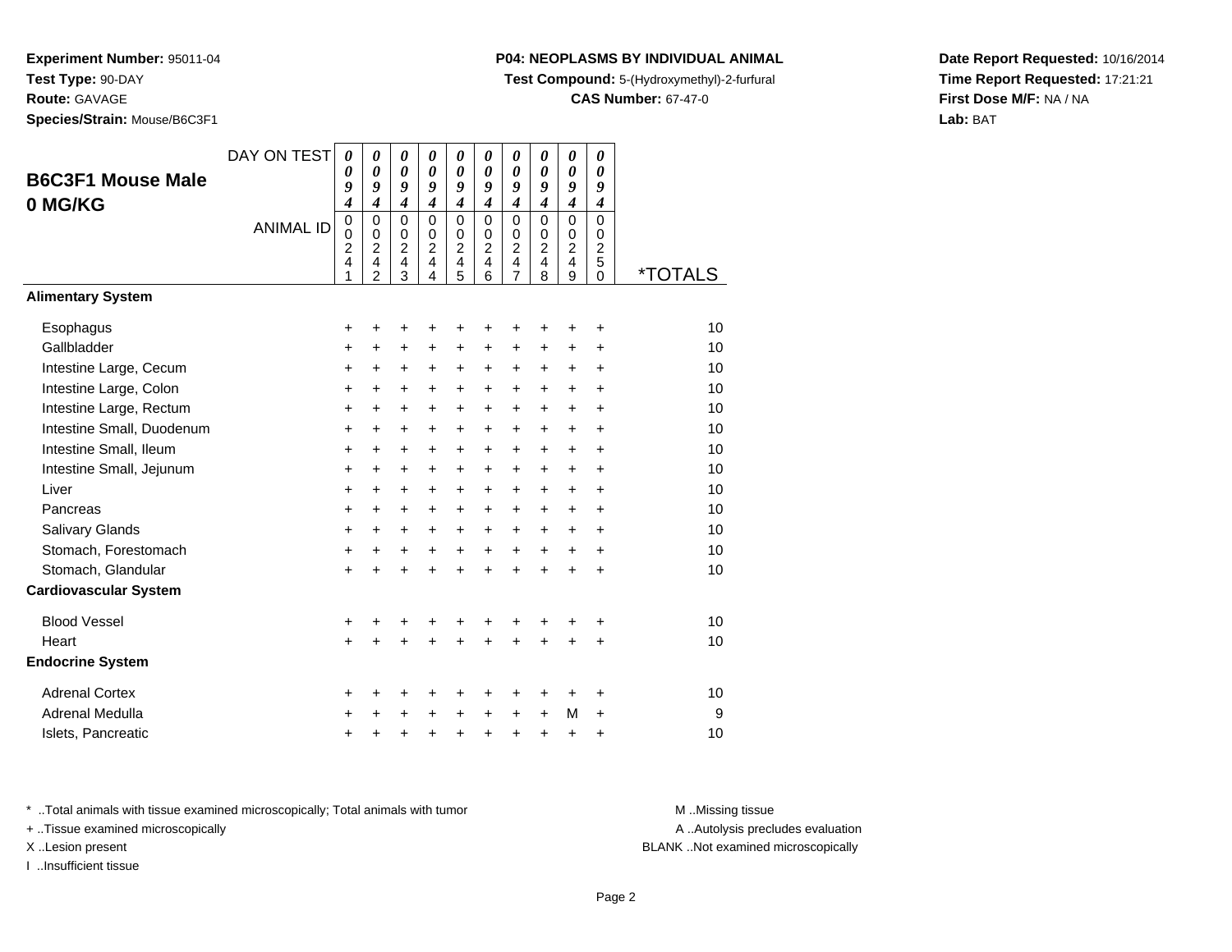**Experiment Number:** 95011-04
**Test Type:** 90-DAY
**Route:** GAVAGE
**Species/Strain:** Mouse/B6C3F1

**P04: NEOPLASMS BY INDIVIDUAL ANIMAL**
**Test Compound:** 5-(Hydroxymethyl)-2-furfural
**CAS Number:** 67-47-0

**Date Report Requested:** 10/16/2014
**Time Report Requested:** 17:21:21
**First Dose M/F:** NA / NA
**Lab:** BAT

## B6C3F1 Mouse Male 0 MG/KG

| DAY ON TEST | 0094 | 0094 | 0094 | 0094 | 0094 | 0094 | 0094 | 0094 | 0094 | 0094 | |
|---|---|---|---|---|---|---|---|---|---|---|---|
| ANIMAL ID | 00241 | 00242 | 00243 | 00244 | 00245 | 00246 | 00247 | 00248 | 00249 | 00250 | *TOTALS |
| **Alimentary System** | | | | | | | | | | | |
| Esophagus | + | + | + | + | + | + | + | + | + | + | 10 |
| Gallbladder | + | + | + | + | + | + | + | + | + | + | 10 |
| Intestine Large, Cecum | + | + | + | + | + | + | + | + | + | + | 10 |
| Intestine Large, Colon | + | + | + | + | + | + | + | + | + | + | 10 |
| Intestine Large, Rectum | + | + | + | + | + | + | + | + | + | + | 10 |
| Intestine Small, Duodenum | + | + | + | + | + | + | + | + | + | + | 10 |
| Intestine Small, Ileum | + | + | + | + | + | + | + | + | + | + | 10 |
| Intestine Small, Jejunum | + | + | + | + | + | + | + | + | + | + | 10 |
| Liver | + | + | + | + | + | + | + | + | + | + | 10 |
| Pancreas | + | + | + | + | + | + | + | + | + | + | 10 |
| Salivary Glands | + | + | + | + | + | + | + | + | + | + | 10 |
| Stomach, Forestomach | + | + | + | + | + | + | + | + | + | + | 10 |
| Stomach, Glandular | + | + | + | + | + | + | + | + | + | + | 10 |
| **Cardiovascular System** | | | | | | | | | | | |
| Blood Vessel | + | + | + | + | + | + | + | + | + | + | 10 |
| Heart | + | + | + | + | + | + | + | + | + | + | 10 |
| **Endocrine System** | | | | | | | | | | | |
| Adrenal Cortex | + | + | + | + | + | + | + | + | + | + | 10 |
| Adrenal Medulla | + | + | + | + | + | + | + | + | M | + | 9 |
| Islets, Pancreatic | + | + | + | + | + | + | + | + | + | + | 10 |

\* ..Total animals with tissue examined microscopically; Total animals with tumor
\+ ..Tissue examined microscopically
X ..Lesion present
I ..Insufficient tissue

M ..Missing tissue
A ..Autolysis precludes evaluation
BLANK ..Not examined microscopically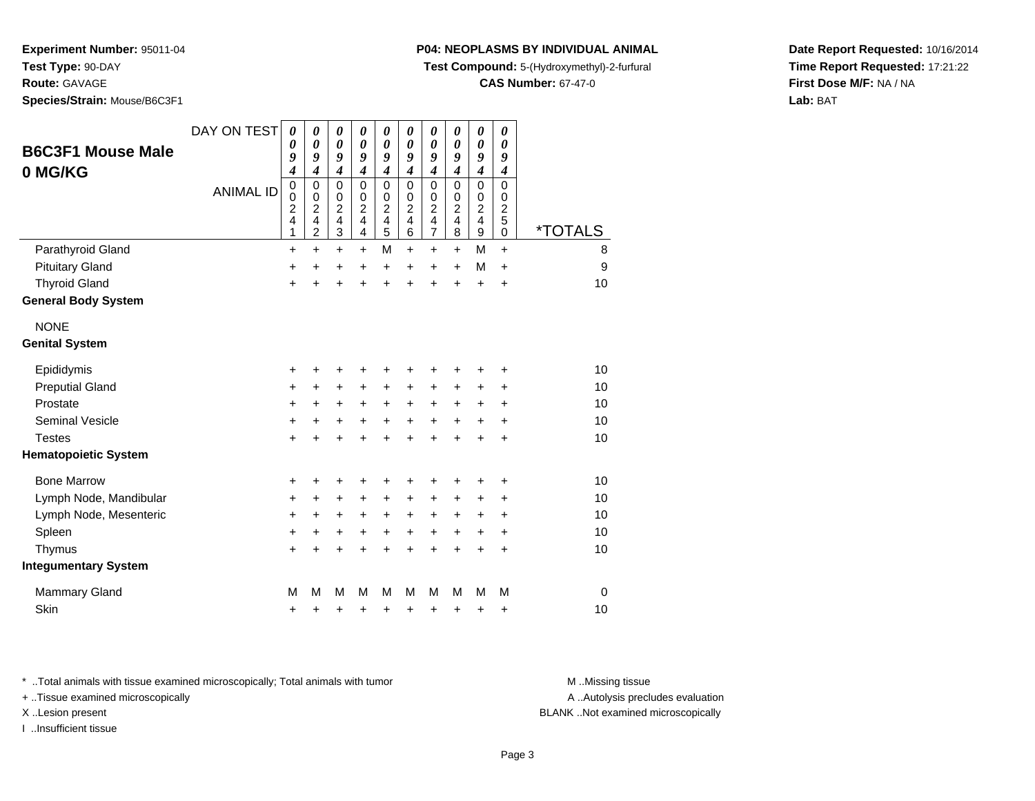**Experiment Number:** 95011-04
**Test Type:** 90-DAY
**Route:** GAVAGE
**Species/Strain:** Mouse/B6C3F1

**P04: NEOPLASMS BY INDIVIDUAL ANIMAL**
**Test Compound:** 5-(Hydroxymethyl)-2-furfural
**CAS Number:** 67-47-0

**Date Report Requested:** 10/16/2014
**Time Report Requested:** 17:21:22
**First Dose M/F:** NA / NA
**Lab:** BAT

## B6C3F1 Mouse Male 0 MG/KG

| DAY ON TEST | 0094 | 0094 | 0094 | 0094 | 0094 | 0094 | 0094 | 0094 | 0094 | 0094 | |
|---|---|---|---|---|---|---|---|---|---|---|---|
| **ANIMAL ID** | 00241 | 00242 | 00243 | 00244 | 00245 | 00246 | 00247 | 00248 | 00249 | 00250 | ***TOTALS** |
| Parathyroid Gland | + | + | + | + | M | + | + | + | M | + | 8 |
| Pituitary Gland | + | + | + | + | + | + | + | + | M | + | 9 |
| Thyroid Gland | + | + | + | + | + | + | + | + | + | + | 10 |
| **General Body System** | | | | | | | | | | | |
| NONE | | | | | | | | | | | |
| **Genital System** | | | | | | | | | | | |
| Epididymis | + | + | + | + | + | + | + | + | + | + | 10 |
| Preputial Gland | + | + | + | + | + | + | + | + | + | + | 10 |
| Prostate | + | + | + | + | + | + | + | + | + | + | 10 |
| Seminal Vesicle | + | + | + | + | + | + | + | + | + | + | 10 |
| Testes | + | + | + | + | + | + | + | + | + | + | 10 |
| **Hematopoietic System** | | | | | | | | | | | |
| Bone Marrow | + | + | + | + | + | + | + | + | + | + | 10 |
| Lymph Node, Mandibular | + | + | + | + | + | + | + | + | + | + | 10 |
| Lymph Node, Mesenteric | + | + | + | + | + | + | + | + | + | + | 10 |
| Spleen | + | + | + | + | + | + | + | + | + | + | 10 |
| Thymus | + | + | + | + | + | + | + | + | + | + | 10 |
| **Integumentary System** | | | | | | | | | | | |
| Mammary Gland | M | M | M | M | M | M | M | M | M | M | 0 |
| Skin | + | + | + | + | + | + | + | + | + | + | 10 |

* ..Total animals with tissue examined microscopically; Total animals with tumor
+ ..Tissue examined microscopically
X ..Lesion present
I ..Insufficient tissue

M ..Missing tissue
A ..Autolysis precludes evaluation
BLANK ..Not examined microscopically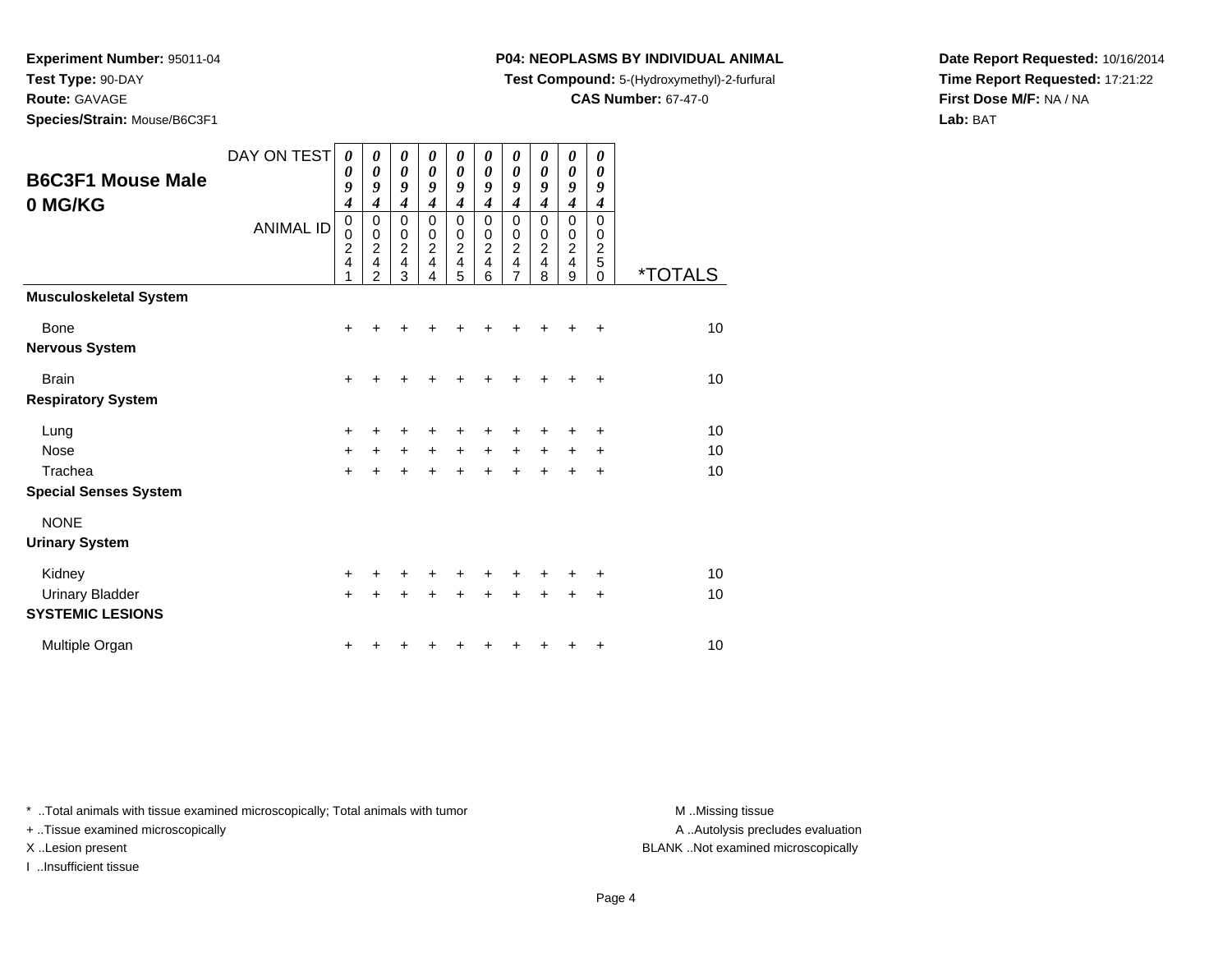**Experiment Number:** 95011-04
**Test Type:** 90-DAY
**Route:** GAVAGE
**Species/Strain:** Mouse/B6C3F1

**P04: NEOPLASMS BY INDIVIDUAL ANIMAL**
**Test Compound:** 5-(Hydroxymethyl)-2-furfural
**CAS Number:** 67-47-0

**Date Report Requested:** 10/16/2014
**Time Report Requested:** 17:21:22
**First Dose M/F:** NA / NA
**Lab:** BAT

## B6C3F1 Mouse Male 0 MG/KG

| DAY ON TEST | 0094 | 0094 | 0094 | 0094 | 0094 | 0094 | 0094 | 0094 | 0094 | 0094 | |
|---|---|---|---|---|---|---|---|---|---|---|---|
| ANIMAL ID | 00241 | 00242 | 00243 | 00244 | 00245 | 00246 | 00247 | 00248 | 00249 | 00250 | *TOTALS |
| **Musculoskeletal System** | | | | | | | | | | | |
| Bone | + | + | + | + | + | + | + | + | + | + | 10 |
| **Nervous System** | | | | | | | | | | | |
| Brain | + | + | + | + | + | + | + | + | + | + | 10 |
| **Respiratory System** | | | | | | | | | | | |
| Lung | + | + | + | + | + | + | + | + | + | + | 10 |
| Nose | + | + | + | + | + | + | + | + | + | + | 10 |
| Trachea | + | + | + | + | + | + | + | + | + | + | 10 |
| **Special Senses System** | | | | | | | | | | | |
| NONE | | | | | | | | | | | |
| **Urinary System** | | | | | | | | | | | |
| Kidney | + | + | + | + | + | + | + | + | + | + | 10 |
| Urinary Bladder | + | + | + | + | + | + | + | + | + | + | 10 |
| **SYSTEMIC LESIONS** | | | | | | | | | | | |
| Multiple Organ | + | + | + | + | + | + | + | + | + | + | 10 |

* ..Total animals with tissue examined microscopically; Total animals with tumor
+ ..Tissue examined microscopically
X ..Lesion present
I ..Insufficient tissue

M ..Missing tissue
A ..Autolysis precludes evaluation
BLANK ..Not examined microscopically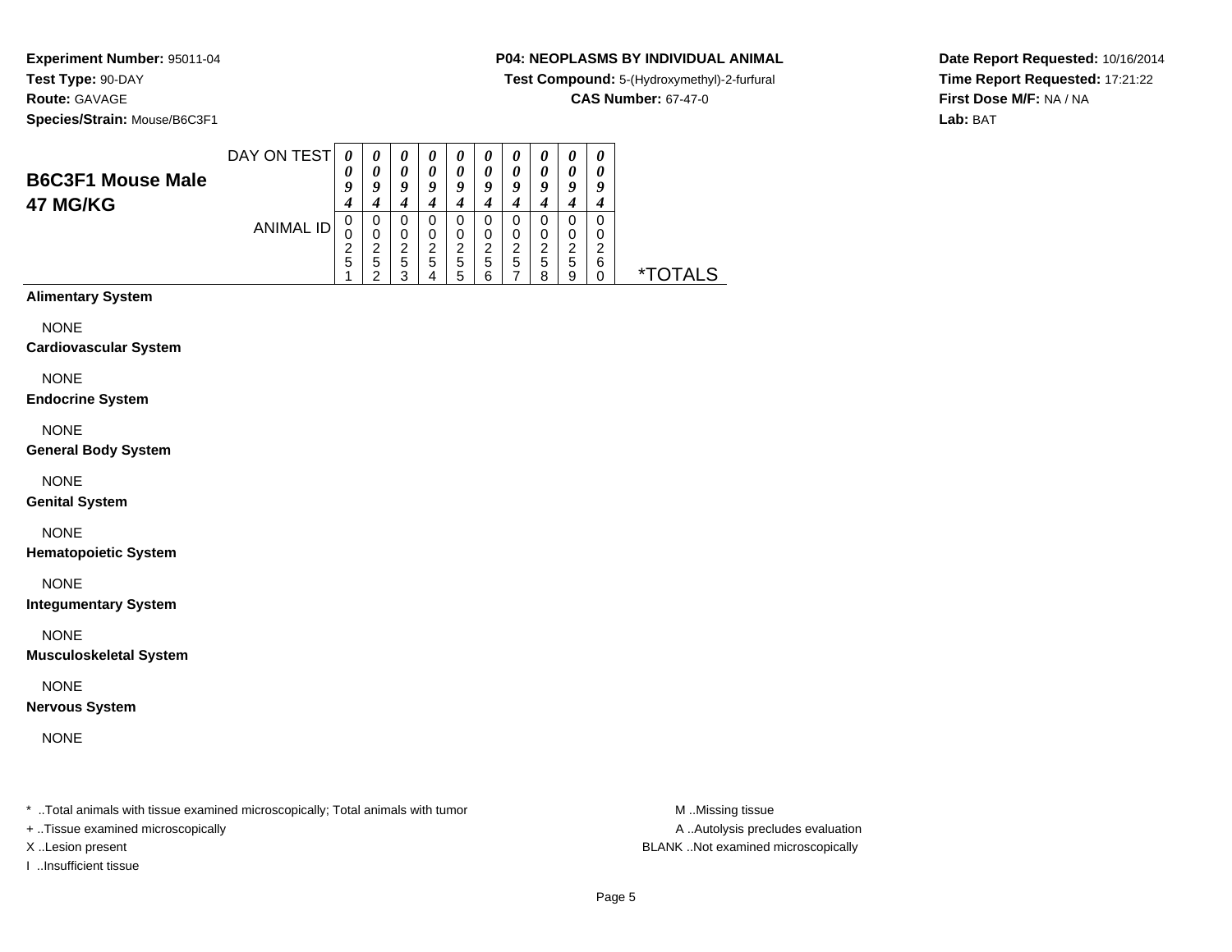**Experiment Number:** 95011-04
**Test Type:** 90-DAY
**Route:** GAVAGE
**Species/Strain:** Mouse/B6C3F1

**P04: NEOPLASMS BY INDIVIDUAL ANIMAL**
**Test Compound:** 5-(Hydroxymethyl)-2-furfural
**CAS Number:** 67-47-0

**Date Report Requested:** 10/16/2014
**Time Report Requested:** 17:21:22
**First Dose M/F:** NA / NA
**Lab:** BAT

## B6C3F1 Mouse Male 47 MG/KG

| DAY ON TEST | 0094 | 0094 | 0094 | 0094 | 0094 | 0094 | 0094 | 0094 | 0094 | 0094 | |
|---|---|---|---|---|---|---|---|---|---|---|---|
| ANIMAL ID | 00251 | 00252 | 00253 | 00254 | 00255 | 00256 | 00257 | 00258 | 00259 | 00260 | *TOTALS |
| **Alimentary System** | | | | | | | | | | | |
| NONE | | | | | | | | | | | |
| **Cardiovascular System** | | | | | | | | | | | |
| NONE | | | | | | | | | | | |
| **Endocrine System** | | | | | | | | | | | |
| NONE | | | | | | | | | | | |
| **General Body System** | | | | | | | | | | | |
| NONE | | | | | | | | | | | |
| **Genital System** | | | | | | | | | | | |
| NONE | | | | | | | | | | | |
| **Hematopoietic System** | | | | | | | | | | | |
| NONE | | | | | | | | | | | |
| **Integumentary System** | | | | | | | | | | | |
| NONE | | | | | | | | | | | |
| **Musculoskeletal System** | | | | | | | | | | | |
| NONE | | | | | | | | | | | |
| **Nervous System** | | | | | | | | | | | |
| NONE | | | | | | | | | | | |

* ..Total animals with tissue examined microscopically; Total animals with tumor
+ ..Tissue examined microscopically
X ..Lesion present
I ..Insufficient tissue

M ..Missing tissue
A ..Autolysis precludes evaluation
BLANK ..Not examined microscopically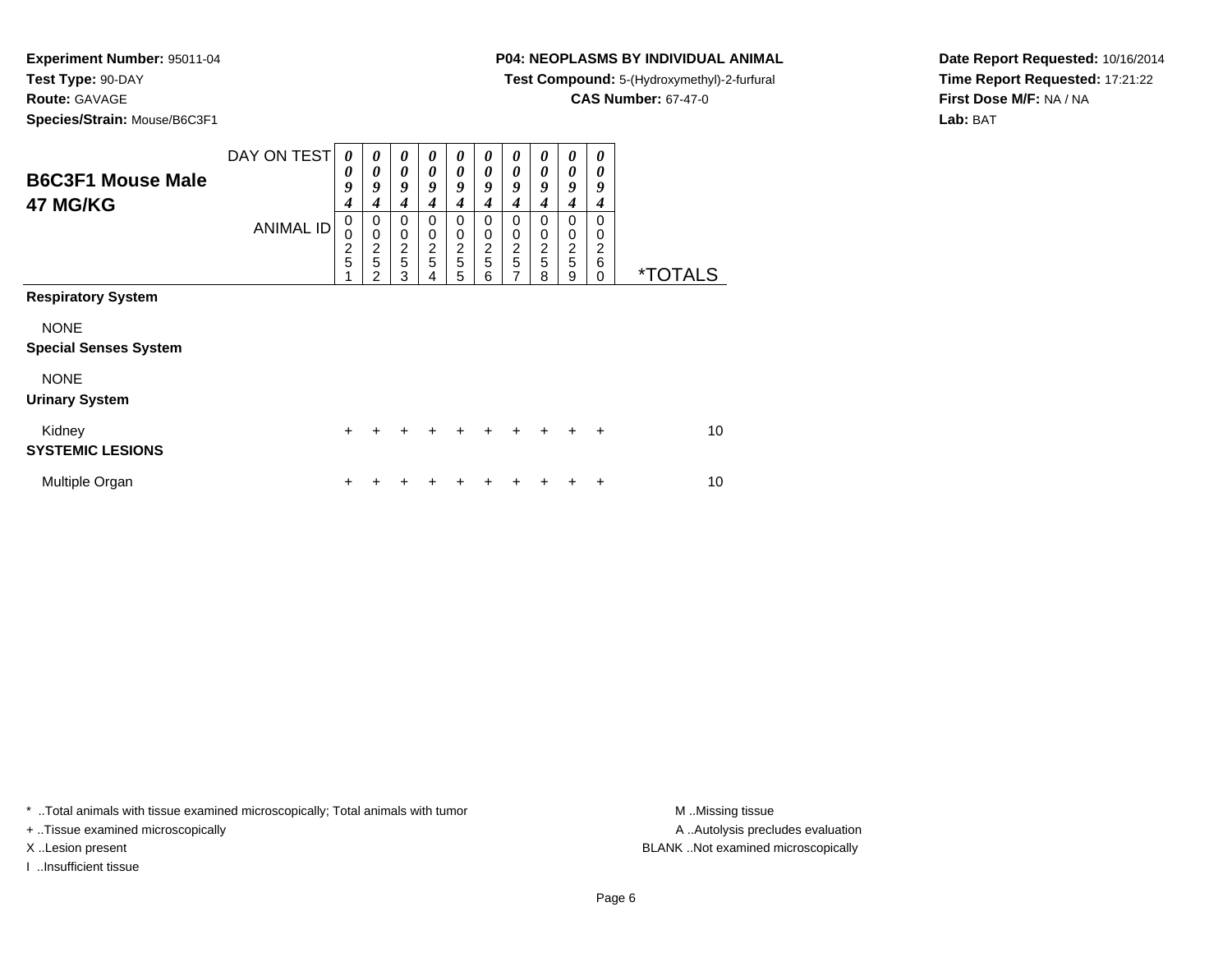**Experiment Number:** 95011-04
**Test Type:** 90-DAY
**Route:** GAVAGE
**Species/Strain:** Mouse/B6C3F1

**P04: NEOPLASMS BY INDIVIDUAL ANIMAL**
**Test Compound:** 5-(Hydroxymethyl)-2-furfural
**CAS Number:** 67-47-0

**Date Report Requested:** 10/16/2014
**Time Report Requested:** 17:21:22
**First Dose M/F:** NA / NA
**Lab:** BAT

## B6C3F1 Mouse Male 47 MG/KG

| DAY ON TEST | 0094 | 0094 | 0094 | 0094 | 0094 | 0094 | 0094 | 0094 | 0094 | 0094 | |
|---|---|---|---|---|---|---|---|---|---|---|---|
| ANIMAL ID | 00251 | 00252 | 00253 | 00254 | 00255 | 00256 | 00257 | 00258 | 00259 | 00260 | *TOTALS |
| **Respiratory System** | | | | | | | | | | | |
| NONE | | | | | | | | | | | |
| **Special Senses System** | | | | | | | | | | | |
| NONE | | | | | | | | | | | |
| **Urinary System** | | | | | | | | | | | |
| Kidney | + | + | + | + | + | + | + | + | + | + | 10 |
| **SYSTEMIC LESIONS** | | | | | | | | | | | |
| Multiple Organ | + | + | + | + | + | + | + | + | + | + | 10 |

* ..Total animals with tissue examined microscopically; Total animals with tumor
+ ..Tissue examined microscopically
X ..Lesion present
I ..Insufficient tissue

M ..Missing tissue
A ..Autolysis precludes evaluation
BLANK ..Not examined microscopically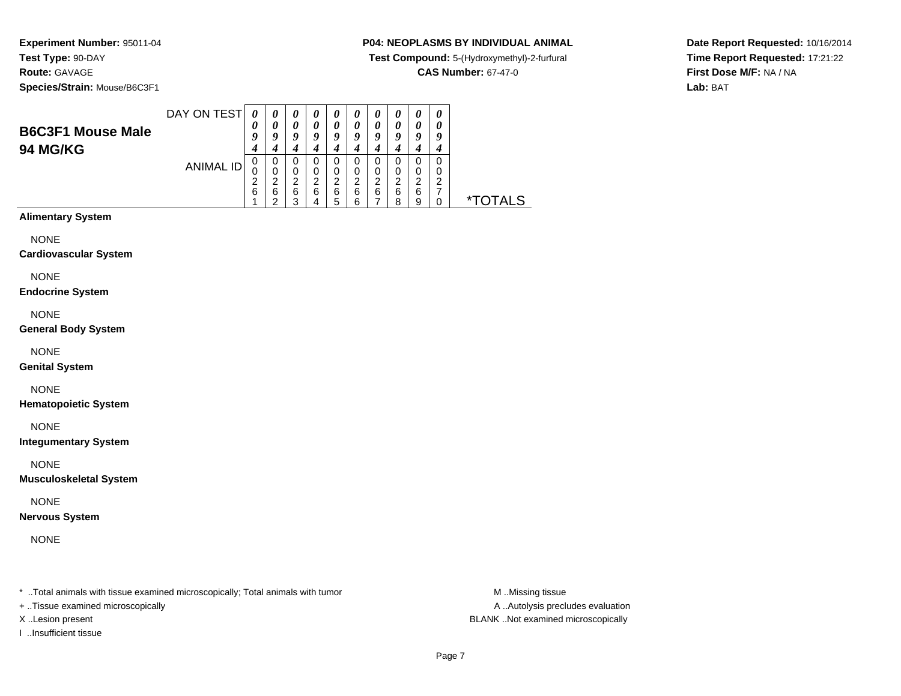**Experiment Number:** 95011-04
**Test Type:** 90-DAY
**Route:** GAVAGE
**Species/Strain:** Mouse/B6C3F1

**P04: NEOPLASMS BY INDIVIDUAL ANIMAL**
**Test Compound:** 5-(Hydroxymethyl)-2-furfural
**CAS Number:** 67-47-0

**Date Report Requested:** 10/16/2014
**Time Report Requested:** 17:21:22
**First Dose M/F:** NA / NA
**Lab:** BAT

## B6C3F1 Mouse Male 94 MG/KG

| DAY ON TEST | 0094 | 0094 | 0094 | 0094 | 0094 | 0094 | 0094 | 0094 | 0094 | 0094 | |
|---|---|---|---|---|---|---|---|---|---|---|---|
| ANIMAL ID | 00261 | 00262 | 00263 | 00264 | 00265 | 00266 | 00267 | 00268 | 00269 | 00270 | *TOTALS |
| **Alimentary System** | | | | | | | | | | | |
| NONE | | | | | | | | | | | |
| **Cardiovascular System** | | | | | | | | | | | |
| NONE | | | | | | | | | | | |
| **Endocrine System** | | | | | | | | | | | |
| NONE | | | | | | | | | | | |
| **General Body System** | | | | | | | | | | | |
| NONE | | | | | | | | | | | |
| **Genital System** | | | | | | | | | | | |
| NONE | | | | | | | | | | | |
| **Hematopoietic System** | | | | | | | | | | | |
| NONE | | | | | | | | | | | |
| **Integumentary System** | | | | | | | | | | | |
| NONE | | | | | | | | | | | |
| **Musculoskeletal System** | | | | | | | | | | | |
| NONE | | | | | | | | | | | |
| **Nervous System** | | | | | | | | | | | |
| NONE | | | | | | | | | | | |

\* ..Total animals with tissue examined microscopically; Total animals with tumor
+ ..Tissue examined microscopically
X ..Lesion present
I ..Insufficient tissue

M ..Missing tissue
A ..Autolysis precludes evaluation
BLANK ..Not examined microscopically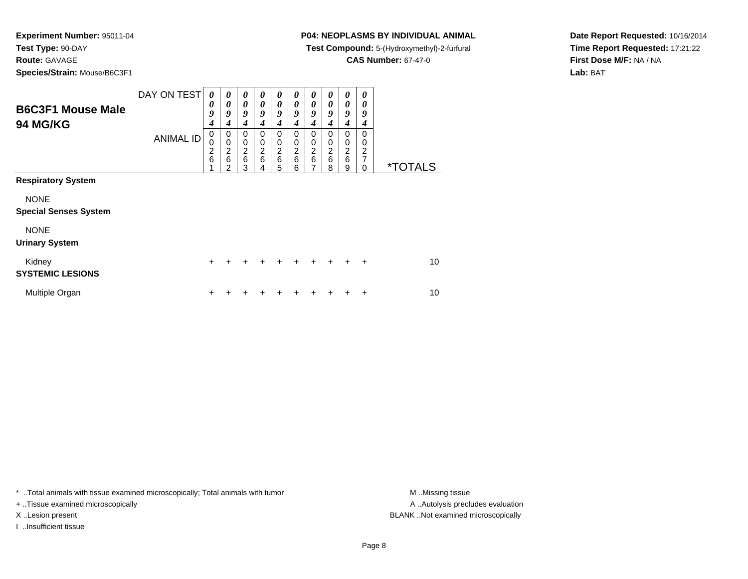**Experiment Number:** 95011-04
**Test Type:** 90-DAY
**Route:** GAVAGE
**Species/Strain:** Mouse/B6C3F1

**P04: NEOPLASMS BY INDIVIDUAL ANIMAL**
**Test Compound:** 5-(Hydroxymethyl)-2-furfural
**CAS Number:** 67-47-0

**Date Report Requested:** 10/16/2014
**Time Report Requested:** 17:21:22
**First Dose M/F:** NA / NA
**Lab:** BAT

## B6C3F1 Mouse Male 94 MG/KG

| DAY ON TEST | 0094 | 0094 | 0094 | 0094 | 0094 | 0094 | 0094 | 0094 | 0094 | 0094 | |
|---|---|---|---|---|---|---|---|---|---|---|---|
| ANIMAL ID | 00261 | 00262 | 00263 | 00264 | 00265 | 00266 | 00267 | 00268 | 00269 | 00270 | *TOTALS |
| **Respiratory System** | | | | | | | | | | | |
| NONE | | | | | | | | | | | |
| **Special Senses System** | | | | | | | | | | | |
| NONE | | | | | | | | | | | |
| **Urinary System** | | | | | | | | | | | |
| Kidney | + | + | + | + | + | + | + | + | + | + | 10 |
| **SYSTEMIC LESIONS** | | | | | | | | | | | |
| Multiple Organ | + | + | + | + | + | + | + | + | + | + | 10 |

\* ..Total animals with tissue examined microscopically; Total animals with tumor
+ ..Tissue examined microscopically
X ..Lesion present
I ..Insufficient tissue

M ..Missing tissue
A ..Autolysis precludes evaluation
BLANK ..Not examined microscopically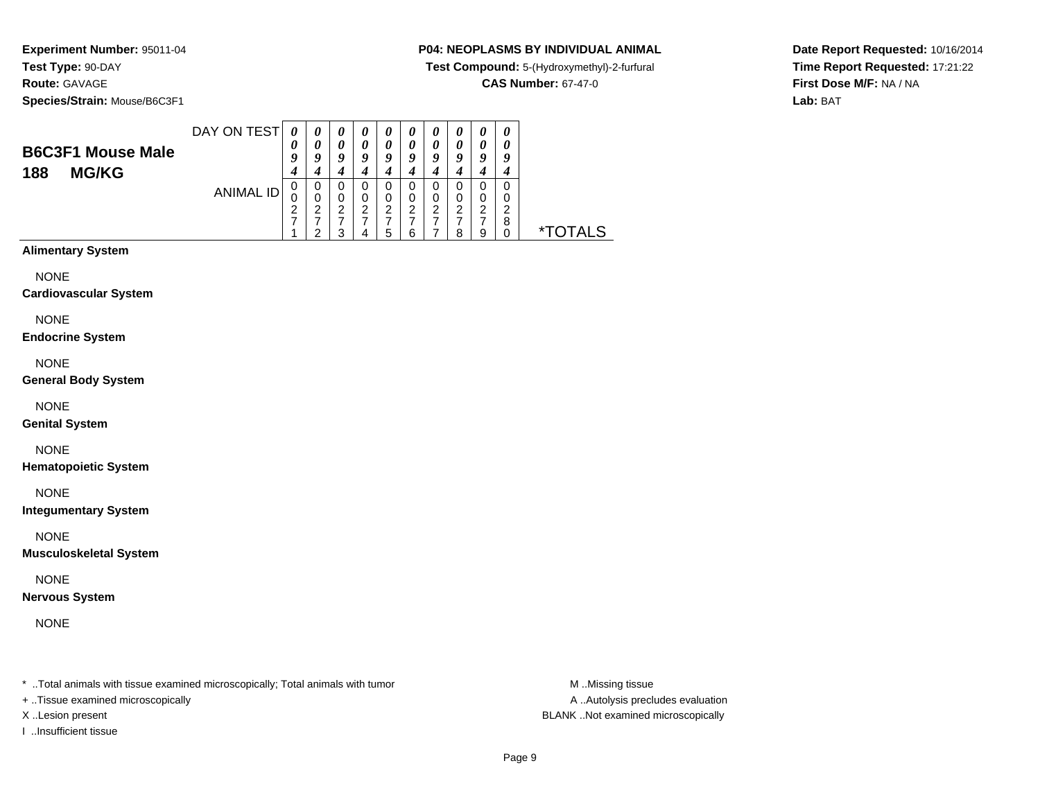**Experiment Number:** 95011-04
**Test Type:** 90-DAY
**Route:** GAVAGE
**Species/Strain:** Mouse/B6C3F1

**P04: NEOPLASMS BY INDIVIDUAL ANIMAL**
**Test Compound:** 5-(Hydroxymethyl)-2-furfural
**CAS Number:** 67-47-0

**Date Report Requested:** 10/16/2014
**Time Report Requested:** 17:21:22
**First Dose M/F:** NA / NA
**Lab:** BAT

| B6C3F1 Mouse Male 188 MG/KG | | | | | | | | | | | |
|---|---|---|---|---|---|---|---|---|---|---|---|
| DAY ON TEST | 0094 | 0094 | 0094 | 0094 | 0094 | 0094 | 0094 | 0094 | 0094 | 0094 | |
| ANIMAL ID | 00271 | 00272 | 00273 | 00274 | 00275 | 00276 | 00277 | 00278 | 00279 | 00280 | *TOTALS |
| **Alimentary System** | | | | | | | | | | | |
| NONE | | | | | | | | | | | |
| **Cardiovascular System** | | | | | | | | | | | |
| NONE | | | | | | | | | | | |
| **Endocrine System** | | | | | | | | | | | |
| NONE | | | | | | | | | | | |
| **General Body System** | | | | | | | | | | | |
| NONE | | | | | | | | | | | |
| **Genital System** | | | | | | | | | | | |
| NONE | | | | | | | | | | | |
| **Hematopoietic System** | | | | | | | | | | | |
| NONE | | | | | | | | | | | |
| **Integumentary System** | | | | | | | | | | | |
| NONE | | | | | | | | | | | |
| **Musculoskeletal System** | | | | | | | | | | | |
| NONE | | | | | | | | | | | |
| **Nervous System** | | | | | | | | | | | |
| NONE | | | | | | | | | | | |

* ..Total animals with tissue examined microscopically; Total animals with tumor
+ ..Tissue examined microscopically
X ..Lesion present
I ..Insufficient tissue

M ..Missing tissue
A ..Autolysis precludes evaluation
BLANK ..Not examined microscopically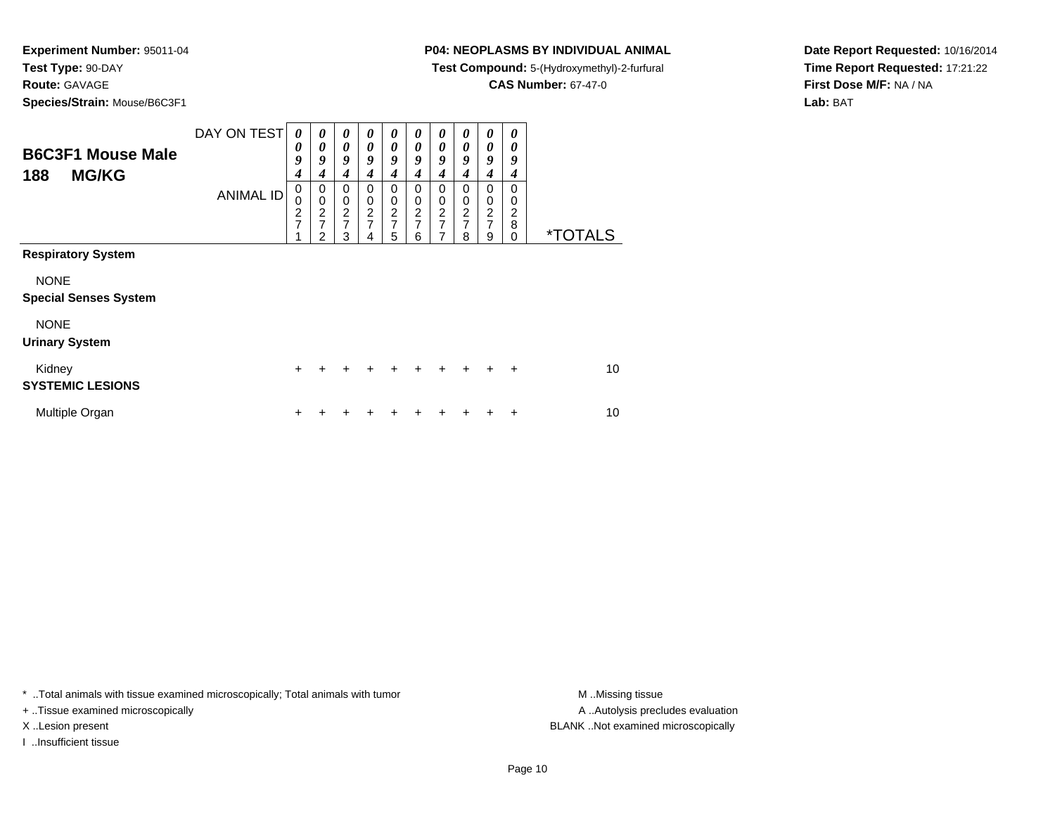**Experiment Number:** 95011-04
**Test Type:** 90-DAY
**Route:** GAVAGE
**Species/Strain:** Mouse/B6C3F1

**P04: NEOPLASMS BY INDIVIDUAL ANIMAL**
**Test Compound:** 5-(Hydroxymethyl)-2-furfural
**CAS Number:** 67-47-0

**Date Report Requested:** 10/16/2014
**Time Report Requested:** 17:21:22
**First Dose M/F:** NA / NA
**Lab:** BAT

## B6C3F1 Mouse Male 188 MG/KG

| DAY ON TEST | 0094 | 0094 | 0094 | 0094 | 0094 | 0094 | 0094 | 0094 | 0094 | 0094 | |
|---|---|---|---|---|---|---|---|---|---|---|---|
| ANIMAL ID | 00271 | 00272 | 00273 | 00274 | 00275 | 00276 | 00277 | 00278 | 00279 | 00280 | *TOTALS |
| **Respiratory System** | | | | | | | | | | | |
| NONE | | | | | | | | | | | |
| **Special Senses System** | | | | | | | | | | | |
| NONE | | | | | | | | | | | |
| **Urinary System** | | | | | | | | | | | |
| Kidney | + | + | + | + | + | + | + | + | + | + | 10 |
| **SYSTEMIC LESIONS** | | | | | | | | | | | |
| Multiple Organ | + | + | + | + | + | + | + | + | + | + | 10 |

* ..Total animals with tissue examined microscopically; Total animals with tumor
+ ..Tissue examined microscopically
X ..Lesion present
I ..Insufficient tissue

M ..Missing tissue
A ..Autolysis precludes evaluation
BLANK ..Not examined microscopically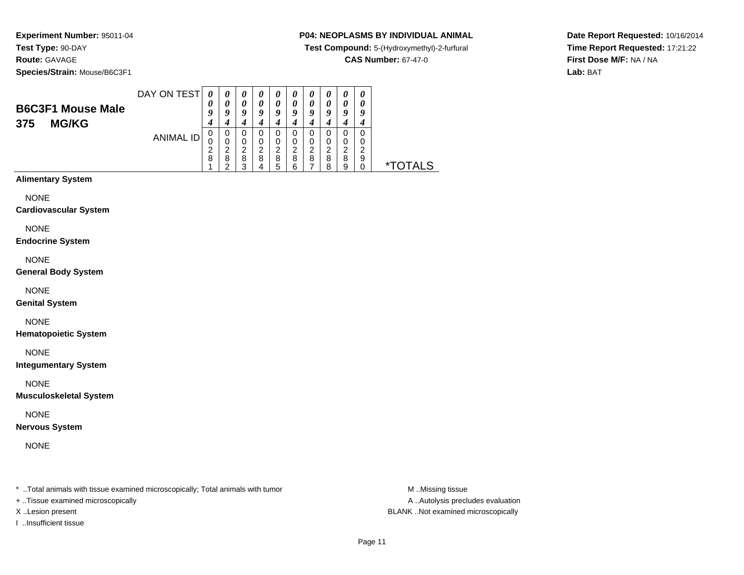**Experiment Number:** 95011-04
**Test Type:** 90-DAY
**Route:** GAVAGE
**Species/Strain:** Mouse/B6C3F1

**P04: NEOPLASMS BY INDIVIDUAL ANIMAL**
**Test Compound:** 5-(Hydroxymethyl)-2-furfural
**CAS Number:** 67-47-0

**Date Report Requested:** 10/16/2014
**Time Report Requested:** 17:21:22
**First Dose M/F:** NA / NA
**Lab:** BAT

## B6C3F1 Mouse Male
## 375 MG/KG

| DAY ON TEST | 0094 | 0094 | 0094 | 0094 | 0094 | 0094 | 0094 | 0094 | 0094 | 0094 | |
|---|---|---|---|---|---|---|---|---|---|---|---|
| ANIMAL ID | 00281 | 00282 | 00283 | 00284 | 00285 | 00286 | 00287 | 00288 | 00289 | 00290 | *TOTALS |

**Alimentary System**

NONE

**Cardiovascular System**

NONE

**Endocrine System**

NONE

**General Body System**

NONE

**Genital System**

NONE

**Hematopoietic System**

NONE

**Integumentary System**

NONE

**Musculoskeletal System**

NONE

**Nervous System**

NONE

* ..Total animals with tissue examined microscopically; Total animals with tumor
+ ..Tissue examined microscopically
X ..Lesion present
I ..Insufficient tissue

M ..Missing tissue
A ..Autolysis precludes evaluation
BLANK ..Not examined microscopically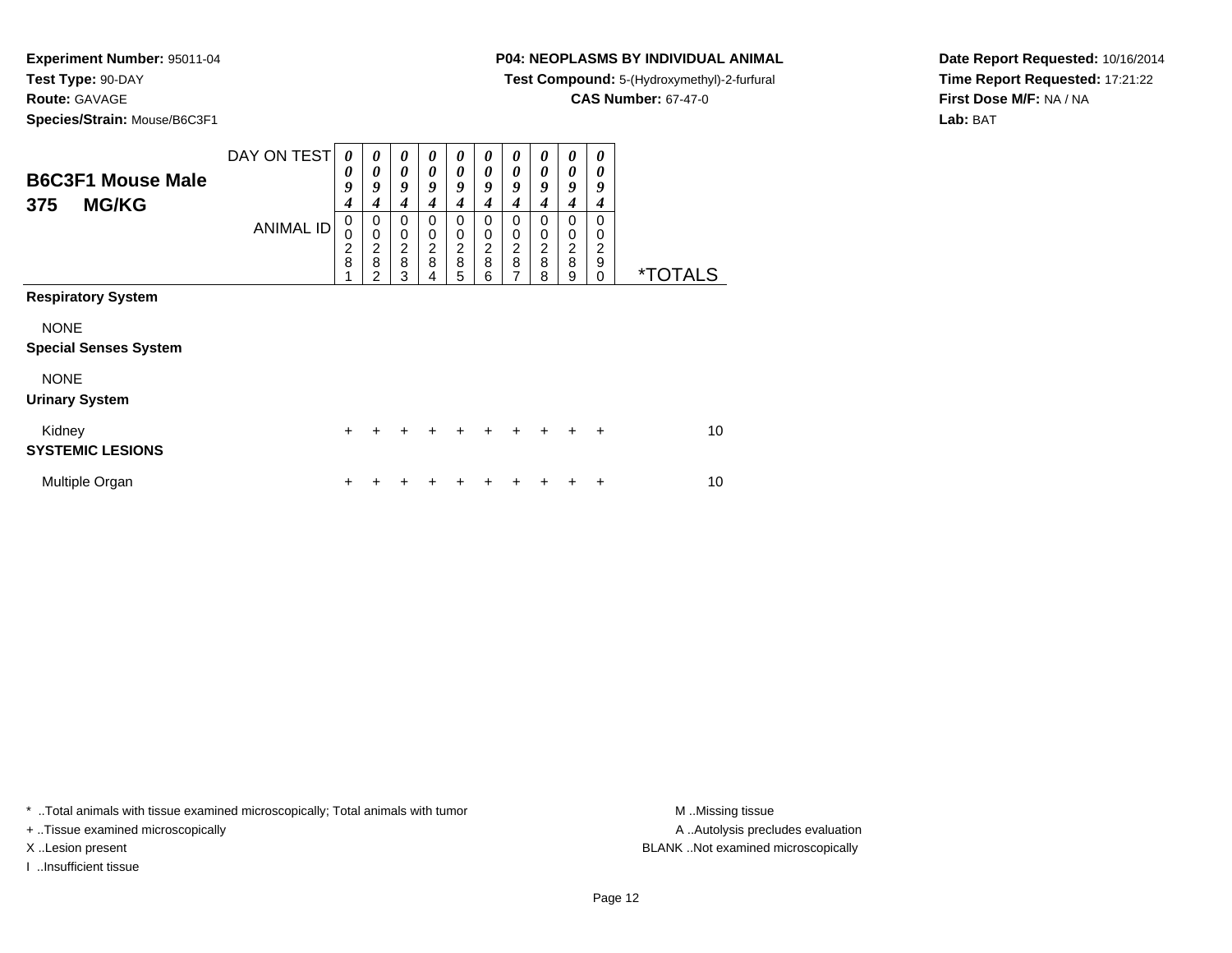**Experiment Number:** 95011-04
**Test Type:** 90-DAY
**Route:** GAVAGE
**Species/Strain:** Mouse/B6C3F1

**P04: NEOPLASMS BY INDIVIDUAL ANIMAL**
**Test Compound:** 5-(Hydroxymethyl)-2-furfural
**CAS Number:** 67-47-0

**Date Report Requested:** 10/16/2014
**Time Report Requested:** 17:21:22
**First Dose M/F:** NA / NA
**Lab:** BAT

## B6C3F1 Mouse Male 375 MG/KG

| DAY ON TEST | 0094 | 0094 | 0094 | 0094 | 0094 | 0094 | 0094 | 0094 | 0094 | 0094 | |
|---|---|---|---|---|---|---|---|---|---|---|---|
| ANIMAL ID | 00281 | 00282 | 00283 | 00284 | 00285 | 00286 | 00287 | 00288 | 00289 | 00290 | *TOTALS |
| **Respiratory System** | | | | | | | | | | | |
| NONE | | | | | | | | | | | |
| **Special Senses System** | | | | | | | | | | | |
| NONE | | | | | | | | | | | |
| **Urinary System** | | | | | | | | | | | |
| Kidney | + | + | + | + | + | + | + | + | + | + | 10 |
| **SYSTEMIC LESIONS** | | | | | | | | | | | |
| Multiple Organ | + | + | + | + | + | + | + | + | + | + | 10 |

* ..Total animals with tissue examined microscopically; Total animals with tumor
+ ..Tissue examined microscopically
X ..Lesion present
I ..Insufficient tissue

M ..Missing tissue
A ..Autolysis precludes evaluation
BLANK ..Not examined microscopically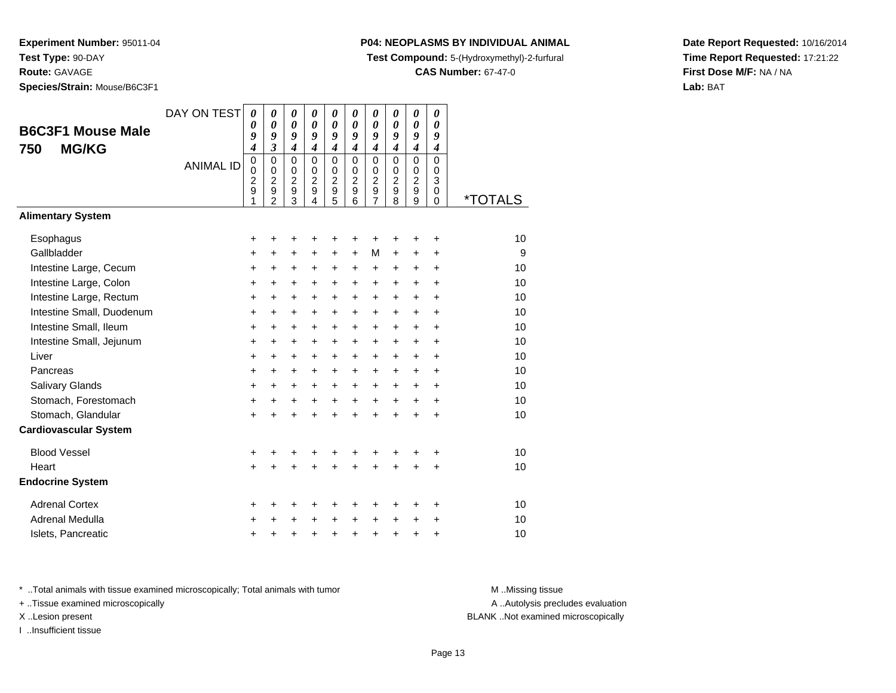**Experiment Number:** 95011-04
**Test Type:** 90-DAY
**Route:** GAVAGE
**Species/Strain:** Mouse/B6C3F1

**P04: NEOPLASMS BY INDIVIDUAL ANIMAL**
**Test Compound:** 5-(Hydroxymethyl)-2-furfural
**CAS Number:** 67-47-0

**Date Report Requested:** 10/16/2014
**Time Report Requested:** 17:21:22
**First Dose M/F:** NA / NA
**Lab:** BAT

## B6C3F1 Mouse Male 750 MG/KG

| DAY ON TEST | 0094 | 0093 | 0094 | 0094 | 0094 | 0094 | 0094 | 0094 | 0094 | 0094 | |
|---|---|---|---|---|---|---|---|---|---|---|---|
| ANIMAL ID | 00291 | 00292 | 00293 | 00294 | 00295 | 00296 | 00297 | 00298 | 00299 | 00300 | *TOTALS |
| **Alimentary System** | | | | | | | | | | | |
| Esophagus | + | + | + | + | + | + | + | + | + | + | 10 |
| Gallbladder | + | + | + | + | + | + | M | + | + | + | 9 |
| Intestine Large, Cecum | + | + | + | + | + | + | + | + | + | + | 10 |
| Intestine Large, Colon | + | + | + | + | + | + | + | + | + | + | 10 |
| Intestine Large, Rectum | + | + | + | + | + | + | + | + | + | + | 10 |
| Intestine Small, Duodenum | + | + | + | + | + | + | + | + | + | + | 10 |
| Intestine Small, Ileum | + | + | + | + | + | + | + | + | + | + | 10 |
| Intestine Small, Jejunum | + | + | + | + | + | + | + | + | + | + | 10 |
| Liver | + | + | + | + | + | + | + | + | + | + | 10 |
| Pancreas | + | + | + | + | + | + | + | + | + | + | 10 |
| Salivary Glands | + | + | + | + | + | + | + | + | + | + | 10 |
| Stomach, Forestomach | + | + | + | + | + | + | + | + | + | + | 10 |
| Stomach, Glandular | + | + | + | + | + | + | + | + | + | + | 10 |
| **Cardiovascular System** | | | | | | | | | | | |
| Blood Vessel | + | + | + | + | + | + | + | + | + | + | 10 |
| Heart | + | + | + | + | + | + | + | + | + | + | 10 |
| **Endocrine System** | | | | | | | | | | | |
| Adrenal Cortex | + | + | + | + | + | + | + | + | + | + | 10 |
| Adrenal Medulla | + | + | + | + | + | + | + | + | + | + | 10 |
| Islets, Pancreatic | + | + | + | + | + | + | + | + | + | + | 10 |

* ..Total animals with tissue examined microscopically; Total animals with tumor
+ ..Tissue examined microscopically
X ..Lesion present
I ..Insufficient tissue

M ..Missing tissue
A ..Autolysis precludes evaluation
BLANK ..Not examined microscopically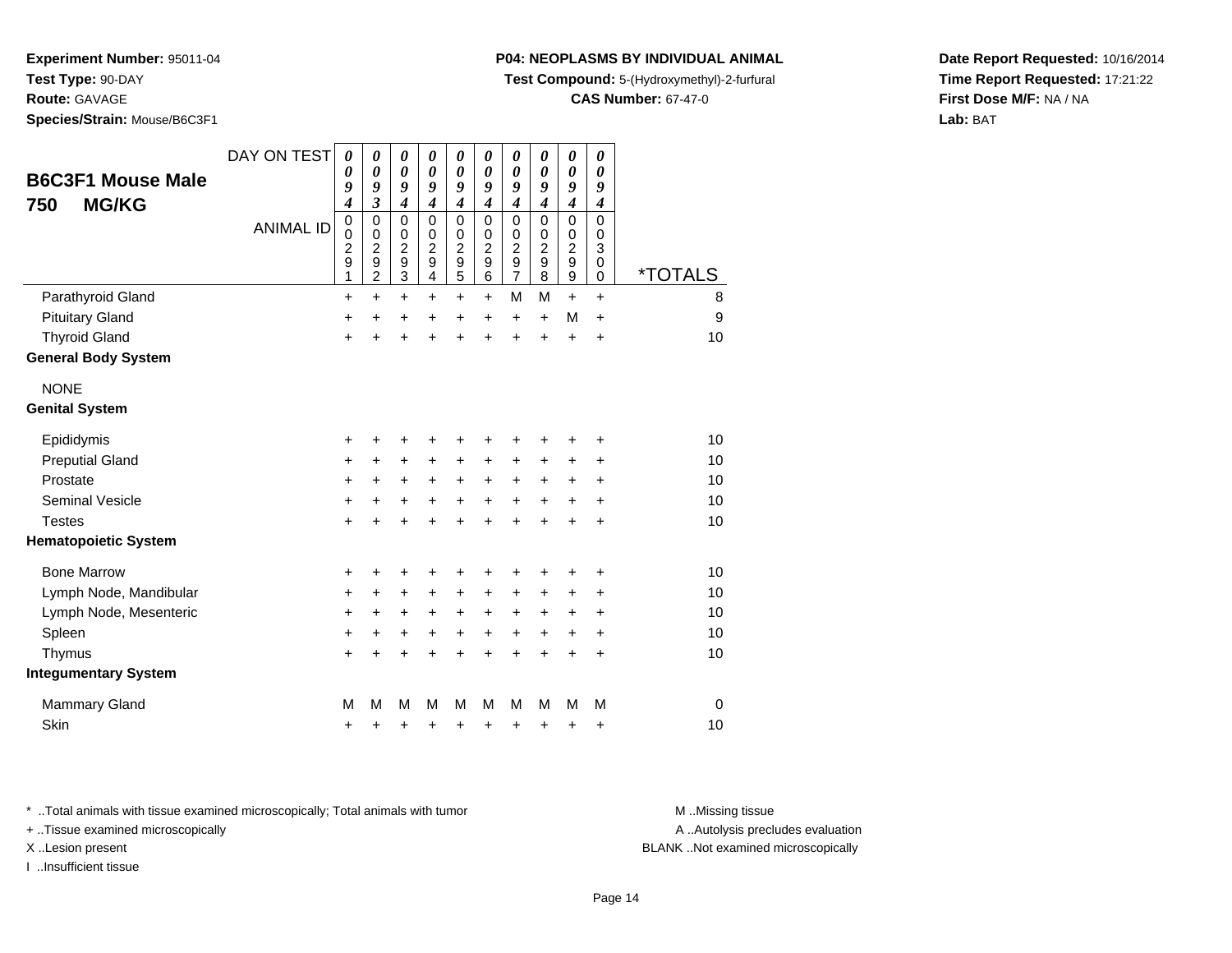**Experiment Number:** 95011-04
**Test Type:** 90-DAY
**Route:** GAVAGE
**Species/Strain:** Mouse/B6C3F1

**P04: NEOPLASMS BY INDIVIDUAL ANIMAL**
**Test Compound:** 5-(Hydroxymethyl)-2-furfural
**CAS Number:** 67-47-0

**Date Report Requested:** 10/16/2014
**Time Report Requested:** 17:21:22
**First Dose M/F:** NA / NA
**Lab:** BAT

## B6C3F1 Mouse Male 750 MG/KG

| DAY ON TEST | 0094 | 0093 | 0094 | 0094 | 0094 | 0094 | 0094 | 0094 | 0094 | 0094 | |
|---|---|---|---|---|---|---|---|---|---|---|---|
| ANIMAL ID | 00291 | 00292 | 00293 | 00294 | 00295 | 00296 | 00297 | 00298 | 00299 | 00300 | *TOTALS |
| Parathyroid Gland | + | + | + | + | + | + | M | M | + | + | 8 |
| Pituitary Gland | + | + | + | + | + | + | + | + | M | + | 9 |
| Thyroid Gland | + | + | + | + | + | + | + | + | + | + | 10 |
| **General Body System** | | | | | | | | | | | |
| NONE | | | | | | | | | | | |
| **Genital System** | | | | | | | | | | | |
| Epididymis | + | + | + | + | + | + | + | + | + | + | 10 |
| Preputial Gland | + | + | + | + | + | + | + | + | + | + | 10 |
| Prostate | + | + | + | + | + | + | + | + | + | + | 10 |
| Seminal Vesicle | + | + | + | + | + | + | + | + | + | + | 10 |
| Testes | + | + | + | + | + | + | + | + | + | + | 10 |
| **Hematopoietic System** | | | | | | | | | | | |
| Bone Marrow | + | + | + | + | + | + | + | + | + | + | 10 |
| Lymph Node, Mandibular | + | + | + | + | + | + | + | + | + | + | 10 |
| Lymph Node, Mesenteric | + | + | + | + | + | + | + | + | + | + | 10 |
| Spleen | + | + | + | + | + | + | + | + | + | + | 10 |
| Thymus | + | + | + | + | + | + | + | + | + | + | 10 |
| **Integumentary System** | | | | | | | | | | | |
| Mammary Gland | M | M | M | M | M | M | M | M | M | M | 0 |
| Skin | + | + | + | + | + | + | + | + | + | + | 10 |

* ..Total animals with tissue examined microscopically; Total animals with tumor
+ ..Tissue examined microscopically
X ..Lesion present
I ..Insufficient tissue

M ..Missing tissue
A ..Autolysis precludes evaluation
BLANK ..Not examined microscopically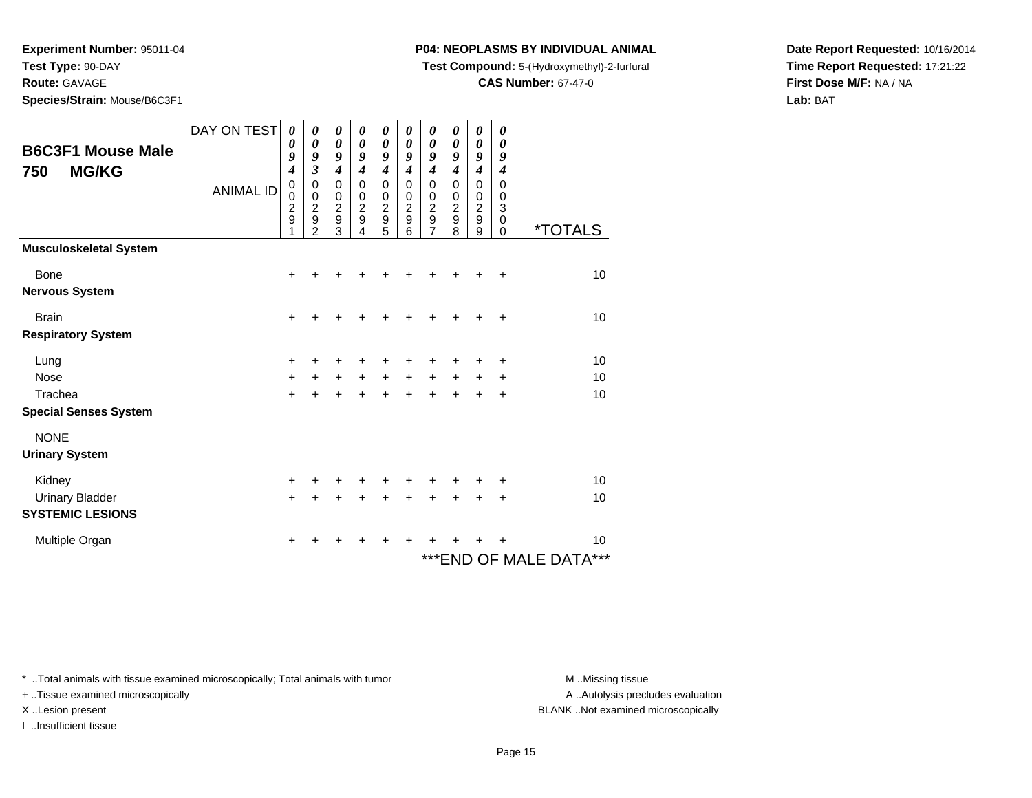**Experiment Number:** 95011-04
**Test Type:** 90-DAY
**Route:** GAVAGE
**Species/Strain:** Mouse/B6C3F1

**P04: NEOPLASMS BY INDIVIDUAL ANIMAL**
**Test Compound:** 5-(Hydroxymethyl)-2-furfural
**CAS Number:** 67-47-0

**Date Report Requested:** 10/16/2014
**Time Report Requested:** 17:21:22
**First Dose M/F:** NA / NA
**Lab:** BAT

## B6C3F1 Mouse Male 750 MG/KG

| DAY ON TEST | 0094 | 0093 | 0094 | 0094 | 0094 | 0094 | 0094 | 0094 | 0094 | 0094 | |
|---|---|---|---|---|---|---|---|---|---|---|---|
| ANIMAL ID | 00291 | 00292 | 00293 | 00294 | 00295 | 00296 | 00297 | 00298 | 00299 | 00300 | *TOTALS |
| **Musculoskeletal System** | | | | | | | | | | | |
| Bone | + | + | + | + | + | + | + | + | + | + | 10 |
| **Nervous System** | | | | | | | | | | | |
| Brain | + | + | + | + | + | + | + | + | + | + | 10 |
| **Respiratory System** | | | | | | | | | | | |
| Lung | + | + | + | + | + | + | + | + | + | + | 10 |
| Nose | + | + | + | + | + | + | + | + | + | + | 10 |
| Trachea | + | + | + | + | + | + | + | + | + | + | 10 |
| **Special Senses System** | | | | | | | | | | | |
| NONE | | | | | | | | | | | |
| **Urinary System** | | | | | | | | | | | |
| Kidney | + | + | + | + | + | + | + | + | + | + | 10 |
| Urinary Bladder | + | + | + | + | + | + | + | + | + | + | 10 |
| **SYSTEMIC LESIONS** | | | | | | | | | | | |
| Multiple Organ | + | + | + | + | + | + | + | + | + | + | 10 |

***END OF MALE DATA***

* ..Total animals with tissue examined microscopically; Total animals with tumor
+ ..Tissue examined microscopically
X ..Lesion present
I ..Insufficient tissue

M ..Missing tissue
A ..Autolysis precludes evaluation
BLANK ..Not examined microscopically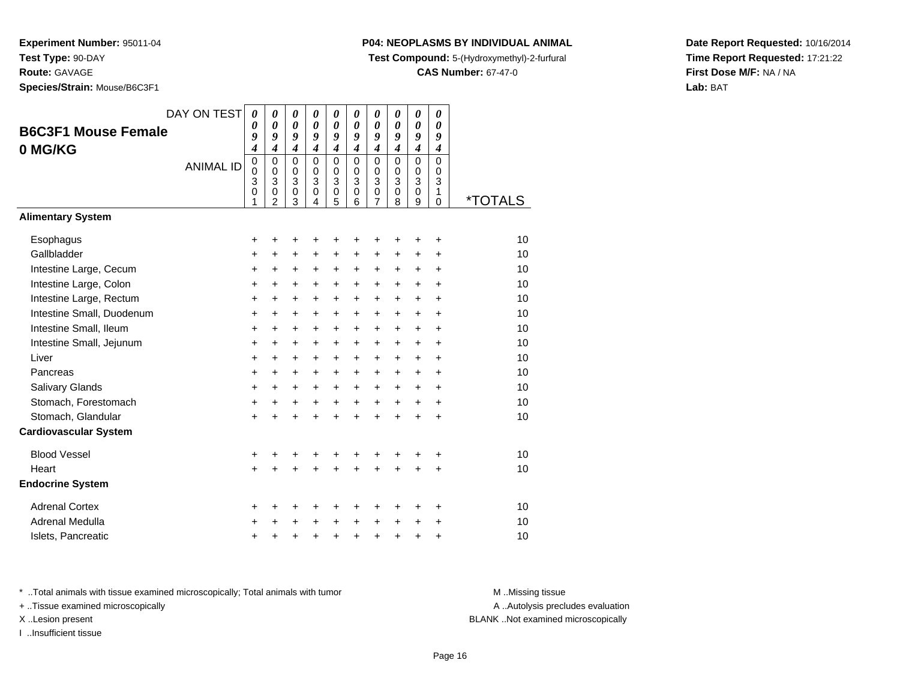**Experiment Number:** 95011-04
**Test Type:** 90-DAY
**Route:** GAVAGE
**Species/Strain:** Mouse/B6C3F1

**P04: NEOPLASMS BY INDIVIDUAL ANIMAL**
**Test Compound:** 5-(Hydroxymethyl)-2-furfural
**CAS Number:** 67-47-0

**Date Report Requested:** 10/16/2014
**Time Report Requested:** 17:21:22
**First Dose M/F:** NA / NA
**Lab:** BAT

## B6C3F1 Mouse Female 0 MG/KG

| DAY ON TEST | 0094 | 0094 | 0094 | 0094 | 0094 | 0094 | 0094 | 0094 | 0094 | 0094 | |
|---|---|---|---|---|---|---|---|---|---|---|---|
| ANIMAL ID | 00301 | 00302 | 00303 | 00304 | 00305 | 00306 | 00307 | 00308 | 00309 | 00310 | *TOTALS |
| **Alimentary System** | | | | | | | | | | | |
| Esophagus | + | + | + | + | + | + | + | + | + | + | 10 |
| Gallbladder | + | + | + | + | + | + | + | + | + | + | 10 |
| Intestine Large, Cecum | + | + | + | + | + | + | + | + | + | + | 10 |
| Intestine Large, Colon | + | + | + | + | + | + | + | + | + | + | 10 |
| Intestine Large, Rectum | + | + | + | + | + | + | + | + | + | + | 10 |
| Intestine Small, Duodenum | + | + | + | + | + | + | + | + | + | + | 10 |
| Intestine Small, Ileum | + | + | + | + | + | + | + | + | + | + | 10 |
| Intestine Small, Jejunum | + | + | + | + | + | + | + | + | + | + | 10 |
| Liver | + | + | + | + | + | + | + | + | + | + | 10 |
| Pancreas | + | + | + | + | + | + | + | + | + | + | 10 |
| Salivary Glands | + | + | + | + | + | + | + | + | + | + | 10 |
| Stomach, Forestomach | + | + | + | + | + | + | + | + | + | + | 10 |
| Stomach, Glandular | + | + | + | + | + | + | + | + | + | + | 10 |
| **Cardiovascular System** | | | | | | | | | | | |
| Blood Vessel | + | + | + | + | + | + | + | + | + | + | 10 |
| Heart | + | + | + | + | + | + | + | + | + | + | 10 |
| **Endocrine System** | | | | | | | | | | | |
| Adrenal Cortex | + | + | + | + | + | + | + | + | + | + | 10 |
| Adrenal Medulla | + | + | + | + | + | + | + | + | + | + | 10 |
| Islets, Pancreatic | + | + | + | + | + | + | + | + | + | + | 10 |

* ..Total animals with tissue examined microscopically; Total animals with tumor
+ ..Tissue examined microscopically
X ..Lesion present
I ..Insufficient tissue

M ..Missing tissue
A ..Autolysis precludes evaluation
BLANK ..Not examined microscopically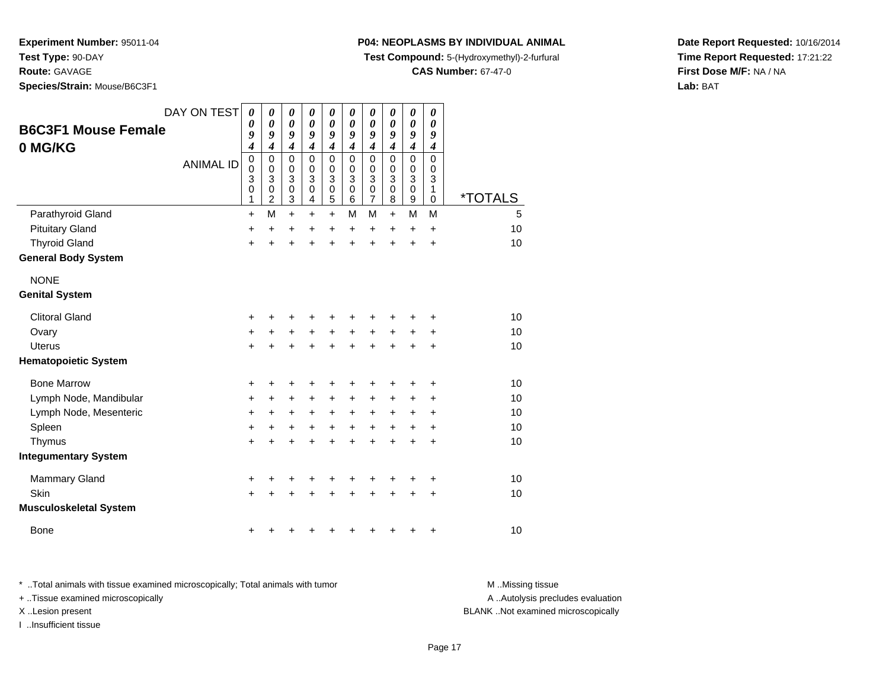**Experiment Number:** 95011-04
**Test Type:** 90-DAY
**Route:** GAVAGE
**Species/Strain:** Mouse/B6C3F1

**P04: NEOPLASMS BY INDIVIDUAL ANIMAL**
**Test Compound:** 5-(Hydroxymethyl)-2-furfural
**CAS Number:** 67-47-0

**Date Report Requested:** 10/16/2014
**Time Report Requested:** 17:21:22
**First Dose M/F:** NA / NA
**Lab:** BAT

## B6C3F1 Mouse Female
## 0 MG/KG

| DAY ON TEST | 0094 | 0094 | 0094 | 0094 | 0094 | 0094 | 0094 | 0094 | 0094 | 0094 | |
|---|---|---|---|---|---|---|---|---|---|---|---|
| ANIMAL ID | 00301 | 00302 | 00303 | 00304 | 00305 | 00306 | 00307 | 00308 | 00309 | 00310 | *TOTALS |
| Parathyroid Gland | + | M | + | + | + | M | M | + | M | M | 5 |
| Pituitary Gland | + | + | + | + | + | + | + | + | + | + | 10 |
| Thyroid Gland | + | + | + | + | + | + | + | + | + | + | 10 |
| **General Body System** | | | | | | | | | | | |
| NONE | | | | | | | | | | | |
| **Genital System** | | | | | | | | | | | |
| Clitoral Gland | + | + | + | + | + | + | + | + | + | + | 10 |
| Ovary | + | + | + | + | + | + | + | + | + | + | 10 |
| Uterus | + | + | + | + | + | + | + | + | + | + | 10 |
| **Hematopoietic System** | | | | | | | | | | | |
| Bone Marrow | + | + | + | + | + | + | + | + | + | + | 10 |
| Lymph Node, Mandibular | + | + | + | + | + | + | + | + | + | + | 10 |
| Lymph Node, Mesenteric | + | + | + | + | + | + | + | + | + | + | 10 |
| Spleen | + | + | + | + | + | + | + | + | + | + | 10 |
| Thymus | + | + | + | + | + | + | + | + | + | + | 10 |
| **Integumentary System** | | | | | | | | | | | |
| Mammary Gland | + | + | + | + | + | + | + | + | + | + | 10 |
| Skin | + | + | + | + | + | + | + | + | + | + | 10 |
| **Musculoskeletal System** | | | | | | | | | | | |
| Bone | + | + | + | + | + | + | + | + | + | + | 10 |

* ..Total animals with tissue examined microscopically; Total animals with tumor
+ ..Tissue examined microscopically
X ..Lesion present
I ..Insufficient tissue

M ..Missing tissue
A ..Autolysis precludes evaluation
BLANK ..Not examined microscopically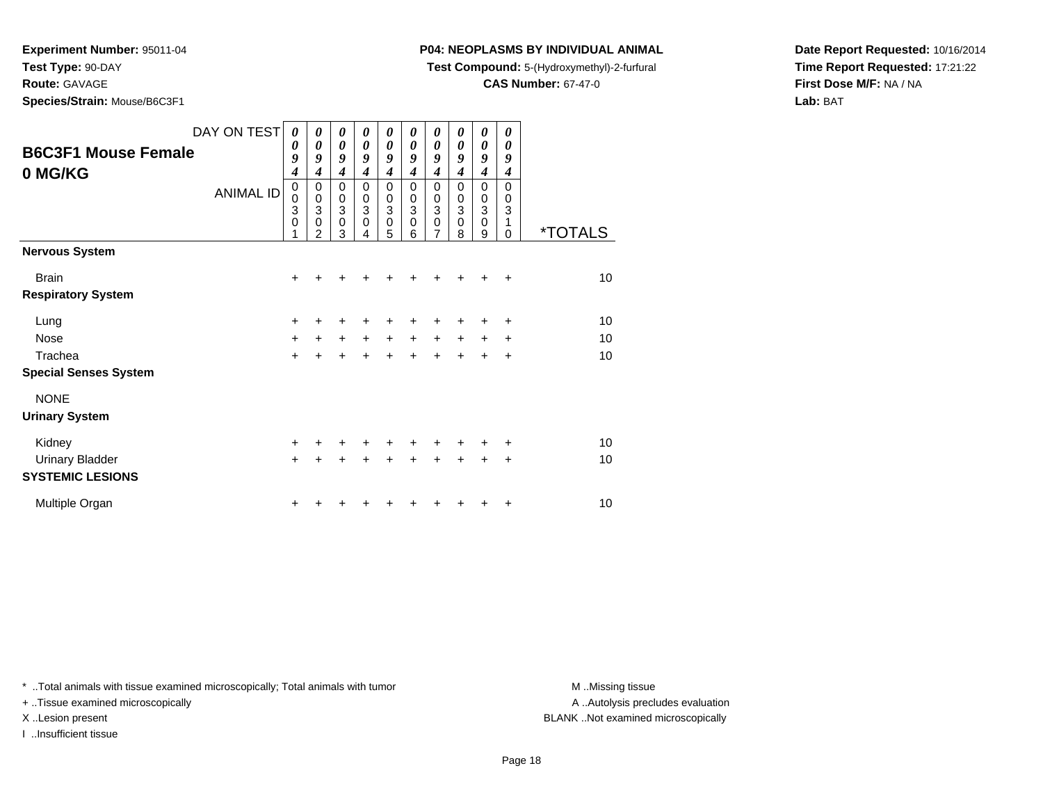**Experiment Number:** 95011-04
**Test Type:** 90-DAY
**Route:** GAVAGE
**Species/Strain:** Mouse/B6C3F1

**P04: NEOPLASMS BY INDIVIDUAL ANIMAL**
**Test Compound:** 5-(Hydroxymethyl)-2-furfural
**CAS Number:** 67-47-0

**Date Report Requested:** 10/16/2014
**Time Report Requested:** 17:21:22
**First Dose M/F:** NA / NA
**Lab:** BAT

## B6C3F1 Mouse Female 0 MG/KG

| DAY ON TEST | 0094 | 0094 | 0094 | 0094 | 0094 | 0094 | 0094 | 0094 | 0094 | 0094 | |
|---|---|---|---|---|---|---|---|---|---|---|---|
| ANIMAL ID | 00301 | 00302 | 00303 | 00304 | 00305 | 00306 | 00307 | 00308 | 00309 | 00310 | *TOTALS |
| **Nervous System** | | | | | | | | | | | |
| Brain | + | + | + | + | + | + | + | + | + | + | 10 |
| **Respiratory System** | | | | | | | | | | | |
| Lung | + | + | + | + | + | + | + | + | + | + | 10 |
| Nose | + | + | + | + | + | + | + | + | + | + | 10 |
| Trachea | + | + | + | + | + | + | + | + | + | + | 10 |
| **Special Senses System** | | | | | | | | | | | |
| NONE | | | | | | | | | | | |
| **Urinary System** | | | | | | | | | | | |
| Kidney | + | + | + | + | + | + | + | + | + | + | 10 |
| Urinary Bladder | + | + | + | + | + | + | + | + | + | + | 10 |
| **SYSTEMIC LESIONS** | | | | | | | | | | | |
| Multiple Organ | + | + | + | + | + | + | + | + | + | + | 10 |

* ..Total animals with tissue examined microscopically; Total animals with tumor
+ ..Tissue examined microscopically
X ..Lesion present
I ..Insufficient tissue

M ..Missing tissue
A ..Autolysis precludes evaluation
BLANK ..Not examined microscopically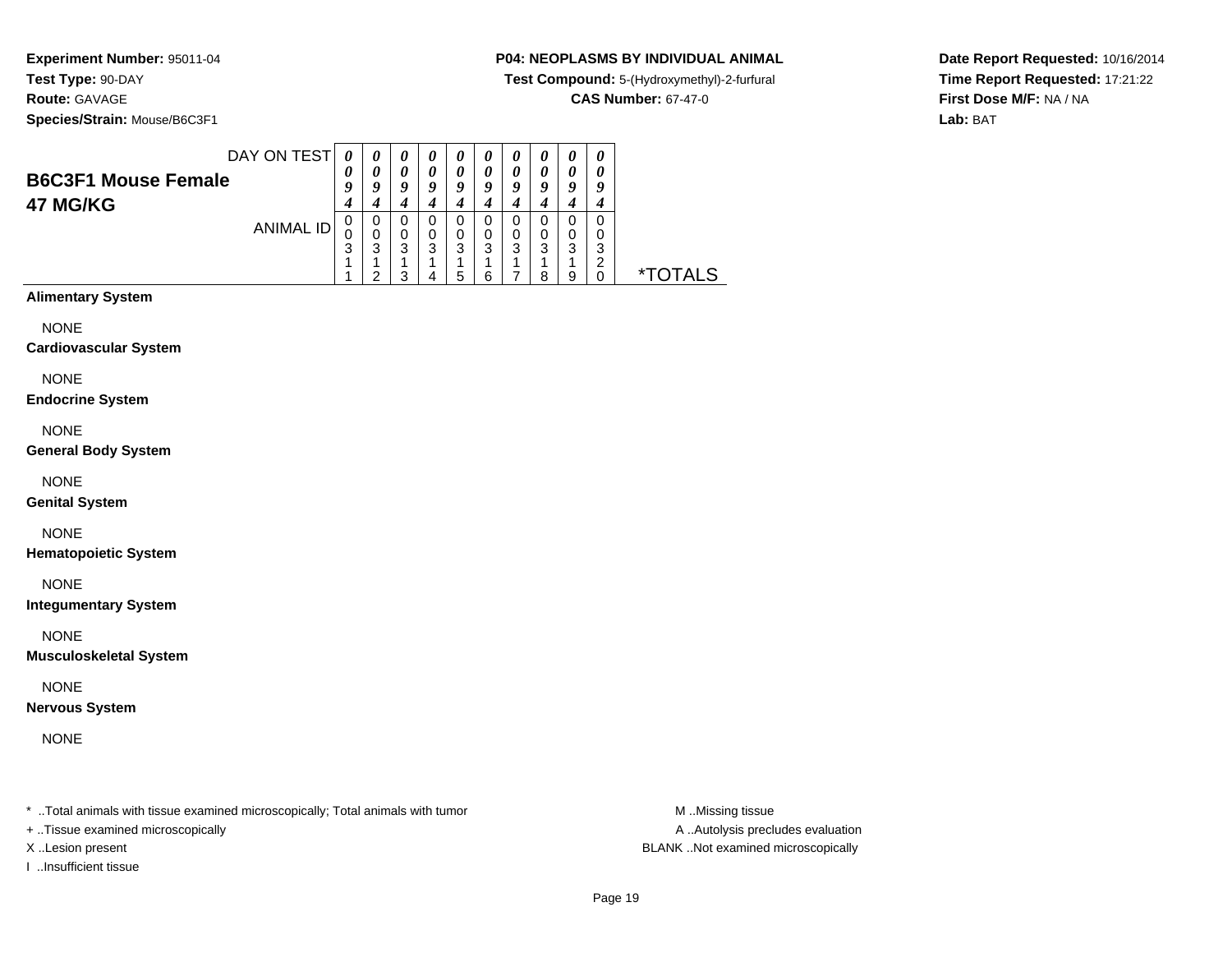**Experiment Number:** 95011-04
**Test Type:** 90-DAY
**Route:** GAVAGE
**Species/Strain:** Mouse/B6C3F1

**P04: NEOPLASMS BY INDIVIDUAL ANIMAL**
**Test Compound:** 5-(Hydroxymethyl)-2-furfural
**CAS Number:** 67-47-0

**Date Report Requested:** 10/16/2014
**Time Report Requested:** 17:21:22
**First Dose M/F:** NA / NA
**Lab:** BAT

## B6C3F1 Mouse Female
## 47 MG/KG

| DAY ON TEST | 0094 | 0094 | 0094 | 0094 | 0094 | 0094 | 0094 | 0094 | 0094 | 0094 | |
|---|---|---|---|---|---|---|---|---|---|---|---|
| ANIMAL ID | 00311 | 00312 | 00313 | 00314 | 00315 | 00316 | 00317 | 00318 | 00319 | 00320 | *TOTALS |

**Alimentary System**

NONE

**Cardiovascular System**

NONE

**Endocrine System**

NONE

**General Body System**

NONE

**Genital System**

NONE

**Hematopoietic System**

NONE

**Integumentary System**

NONE

**Musculoskeletal System**

NONE

**Nervous System**

NONE

\* ..Total animals with tissue examined microscopically; Total animals with tumor
+ ..Tissue examined microscopically
X ..Lesion present
I ..Insufficient tissue

M ..Missing tissue
A ..Autolysis precludes evaluation
BLANK ..Not examined microscopically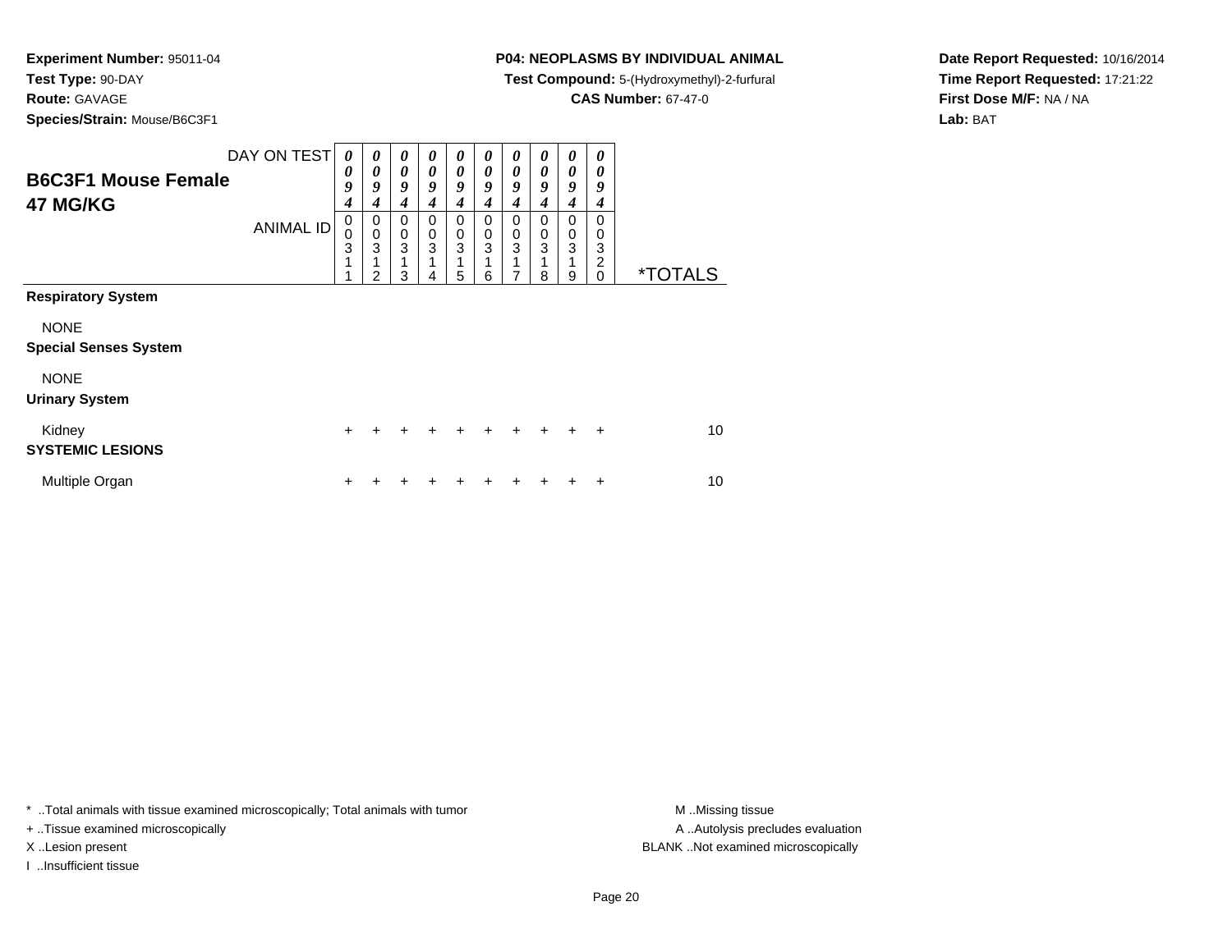**Experiment Number:** 95011-04
**Test Type:** 90-DAY
**Route:** GAVAGE
**Species/Strain:** Mouse/B6C3F1

**P04: NEOPLASMS BY INDIVIDUAL ANIMAL**
**Test Compound:** 5-(Hydroxymethyl)-2-furfural
**CAS Number:** 67-47-0

**Date Report Requested:** 10/16/2014
**Time Report Requested:** 17:21:22
**First Dose M/F:** NA / NA
**Lab:** BAT

## B6C3F1 Mouse Female 47 MG/KG

| DAY ON TEST | 0094 | 0094 | 0094 | 0094 | 0094 | 0094 | 0094 | 0094 | 0094 | 0094 | |
|---|---|---|---|---|---|---|---|---|---|---|---|
| ANIMAL ID | 00311 | 00312 | 00313 | 00314 | 00315 | 00316 | 00317 | 00318 | 00319 | 00320 | *TOTALS |
| **Respiratory System** | | | | | | | | | | | |
| NONE | | | | | | | | | | | |
| **Special Senses System** | | | | | | | | | | | |
| NONE | | | | | | | | | | | |
| **Urinary System** | | | | | | | | | | | |
| Kidney | + | + | + | + | + | + | + | + | + | + | 10 |
| **SYSTEMIC LESIONS** | | | | | | | | | | | |
| Multiple Organ | + | + | + | + | + | + | + | + | + | + | 10 |

* ..Total animals with tissue examined microscopically; Total animals with tumor
+ ..Tissue examined microscopically
X ..Lesion present
I ..Insufficient tissue

M ..Missing tissue
A ..Autolysis precludes evaluation
BLANK ..Not examined microscopically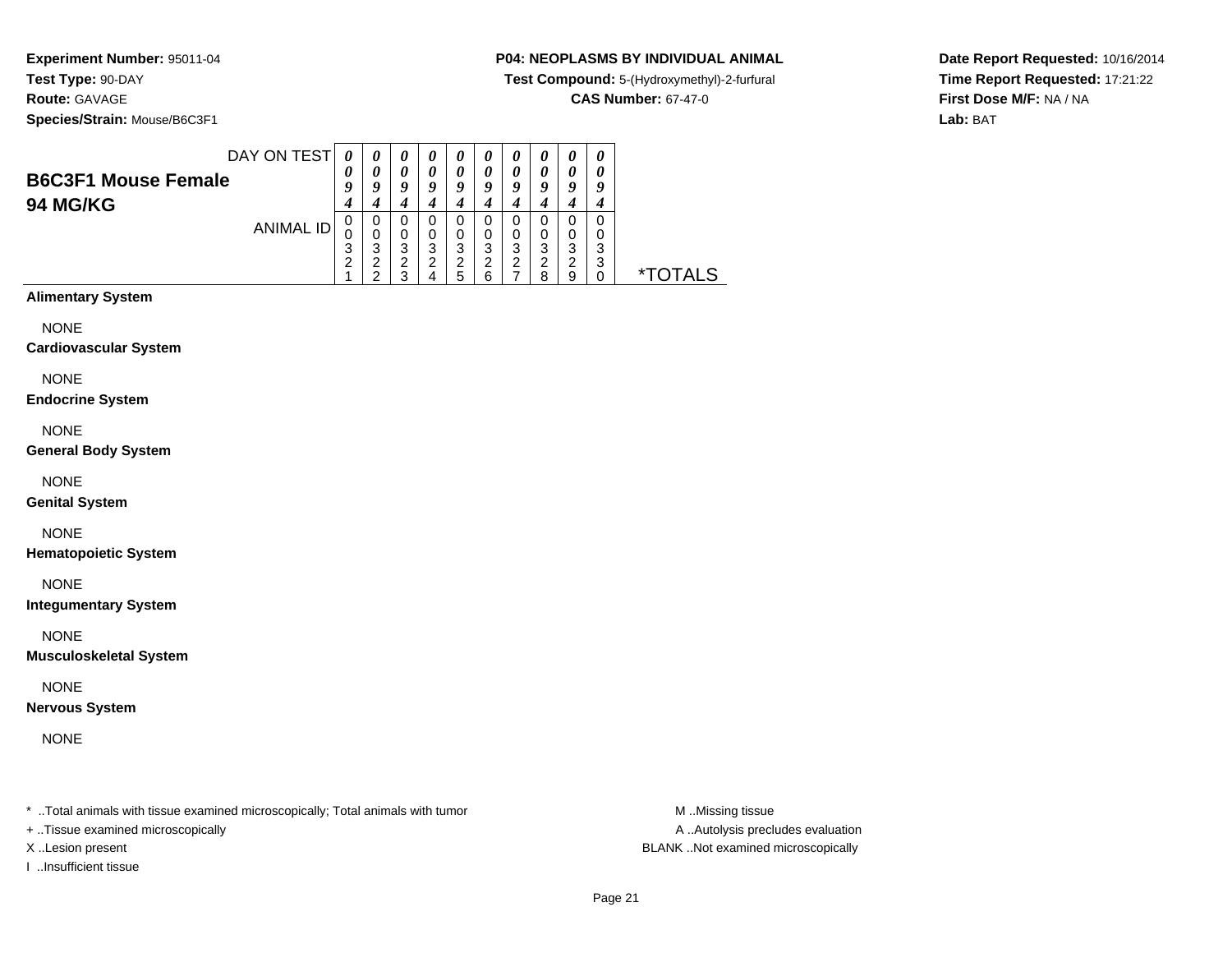**Experiment Number:** 95011-04
**Test Type:** 90-DAY
**Route:** GAVAGE
**Species/Strain:** Mouse/B6C3F1

**P04: NEOPLASMS BY INDIVIDUAL ANIMAL**
**Test Compound:** 5-(Hydroxymethyl)-2-furfural
**CAS Number:** 67-47-0

**Date Report Requested:** 10/16/2014
**Time Report Requested:** 17:21:22
**First Dose M/F:** NA / NA
**Lab:** BAT

## B6C3F1 Mouse Female
## 94 MG/KG

| DAY ON TEST | 0094 | 0094 | 0094 | 0094 | 0094 | 0094 | 0094 | 0094 | 0094 | 0094 | |
|---|---|---|---|---|---|---|---|---|---|---|---|
| ANIMAL ID | 00321 | 00322 | 00323 | 00324 | 00325 | 00326 | 00327 | 00328 | 00329 | 00330 | *TOTALS |
| **Alimentary System** | | | | | | | | | | | |
| NONE | | | | | | | | | | | |
| **Cardiovascular System** | | | | | | | | | | | |
| NONE | | | | | | | | | | | |
| **Endocrine System** | | | | | | | | | | | |
| NONE | | | | | | | | | | | |
| **General Body System** | | | | | | | | | | | |
| NONE | | | | | | | | | | | |
| **Genital System** | | | | | | | | | | | |
| NONE | | | | | | | | | | | |
| **Hematopoietic System** | | | | | | | | | | | |
| NONE | | | | | | | | | | | |
| **Integumentary System** | | | | | | | | | | | |
| NONE | | | | | | | | | | | |
| **Musculoskeletal System** | | | | | | | | | | | |
| NONE | | | | | | | | | | | |
| **Nervous System** | | | | | | | | | | | |
| NONE | | | | | | | | | | | |

* ..Total animals with tissue examined microscopically; Total animals with tumor
+ ..Tissue examined microscopically
X ..Lesion present
I ..Insufficient tissue

M ..Missing tissue
A ..Autolysis precludes evaluation
BLANK ..Not examined microscopically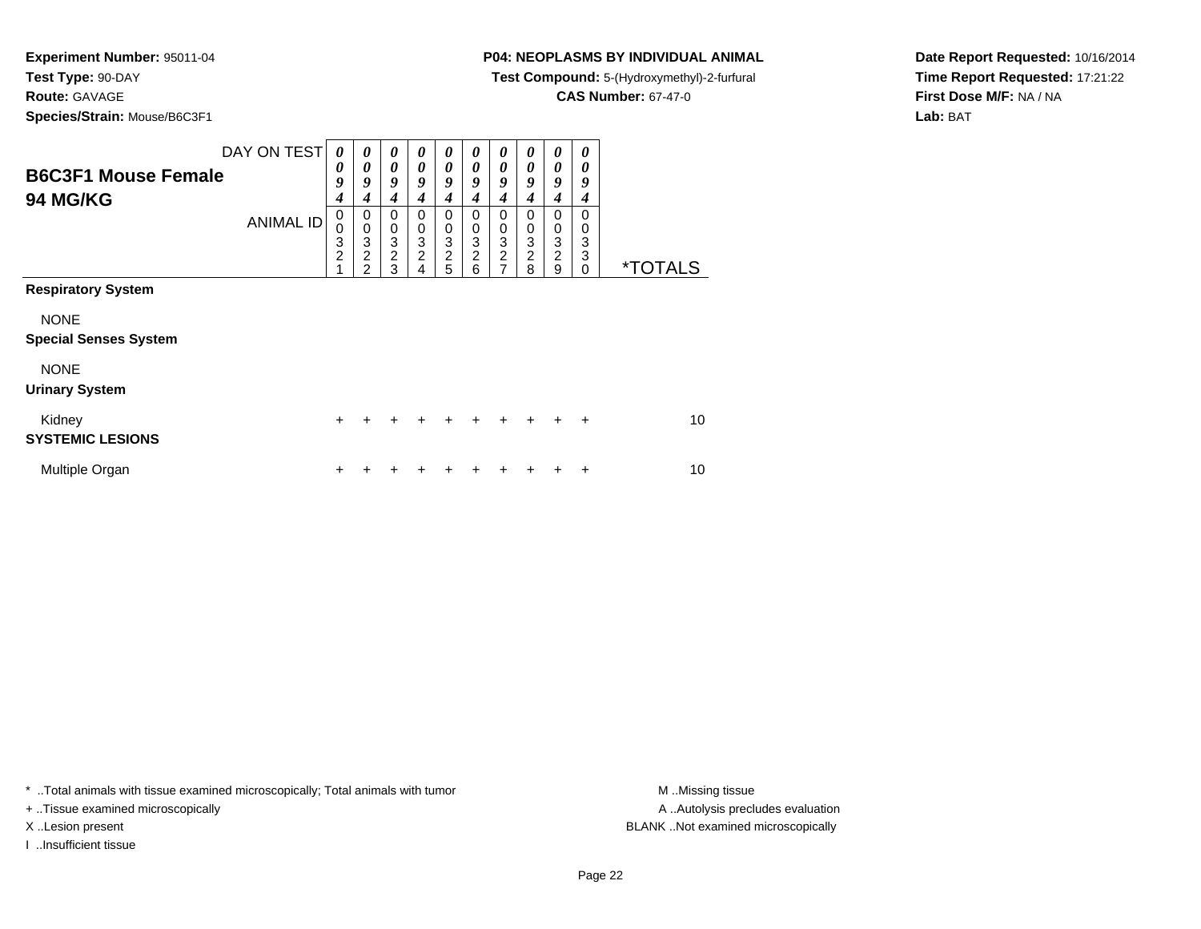**Experiment Number:** 95011-04
**Test Type:** 90-DAY
**Route:** GAVAGE
**Species/Strain:** Mouse/B6C3F1

**P04: NEOPLASMS BY INDIVIDUAL ANIMAL**
**Test Compound:** 5-(Hydroxymethyl)-2-furfural
**CAS Number:** 67-47-0

**Date Report Requested:** 10/16/2014
**Time Report Requested:** 17:21:22
**First Dose M/F:** NA / NA
**Lab:** BAT

## B6C3F1 Mouse Female
## 94 MG/KG

| DAY ON TEST | 0094 | 0094 | 0094 | 0094 | 0094 | 0094 | 0094 | 0094 | 0094 | 0094 | |
|---|---|---|---|---|---|---|---|---|---|---|---|
| ANIMAL ID | 00321 | 00322 | 00323 | 00324 | 00325 | 00326 | 00327 | 00328 | 00329 | 00330 | *TOTALS |
| **Respiratory System** | | | | | | | | | | | |
| NONE | | | | | | | | | | | |
| **Special Senses System** | | | | | | | | | | | |
| NONE | | | | | | | | | | | |
| **Urinary System** | | | | | | | | | | | |
| Kidney | + | + | + | + | + | + | + | + | + | + | 10 |
| **SYSTEMIC LESIONS** | | | | | | | | | | | |
| Multiple Organ | + | + | + | + | + | + | + | + | + | + | 10 |

\* ..Total animals with tissue examined microscopically; Total animals with tumor
\+ ..Tissue examined microscopically
X ..Lesion present
I ..Insufficient tissue

M ..Missing tissue
A ..Autolysis precludes evaluation
BLANK ..Not examined microscopically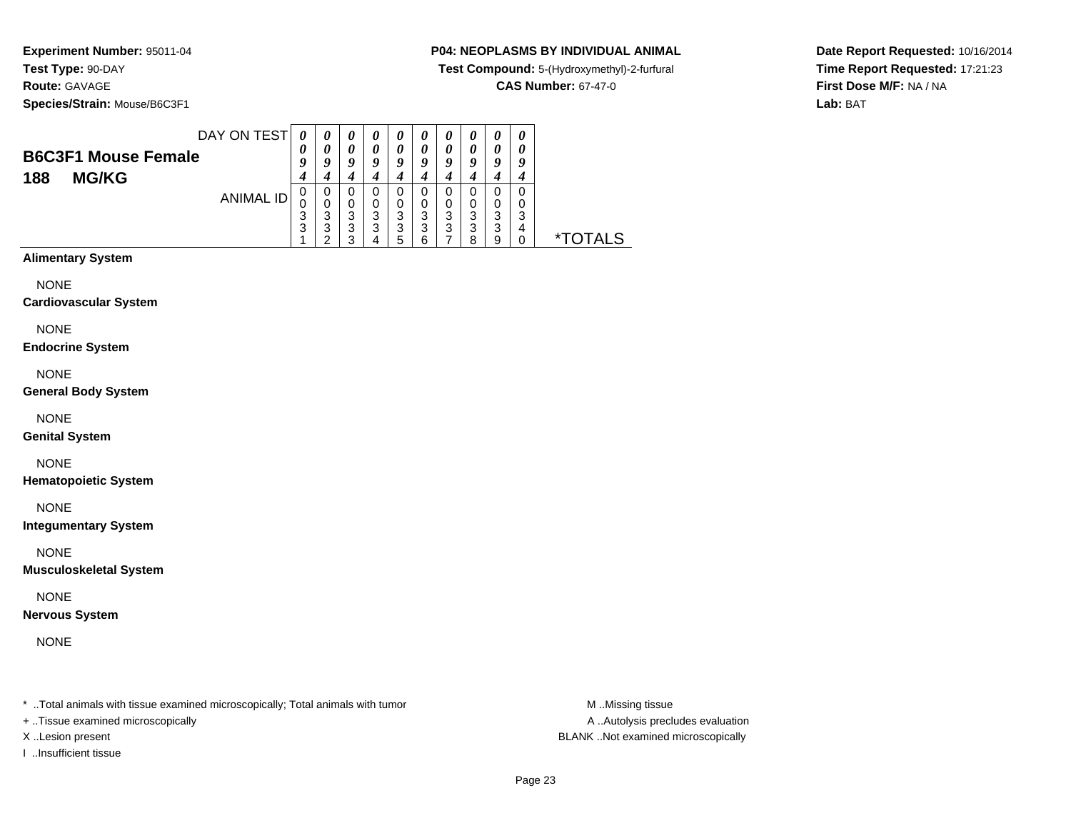**Experiment Number:** 95011-04
**Test Type:** 90-DAY
**Route:** GAVAGE
**Species/Strain:** Mouse/B6C3F1

**P04: NEOPLASMS BY INDIVIDUAL ANIMAL**
**Test Compound:** 5-(Hydroxymethyl)-2-furfural
**CAS Number:** 67-47-0

**Date Report Requested:** 10/16/2014
**Time Report Requested:** 17:21:23
**First Dose M/F:** NA / NA
**Lab:** BAT

## B6C3F1 Mouse Female
## 188 MG/KG

| DAY ON TEST | 0094 | 0094 | 0094 | 0094 | 0094 | 0094 | 0094 | 0094 | 0094 | 0094 | |
|---|---|---|---|---|---|---|---|---|---|---|---|
| ANIMAL ID | 00331 | 00332 | 00333 | 00334 | 00335 | 00336 | 00337 | 00338 | 00339 | 00340 | *TOTALS |
| **Alimentary System** | | | | | | | | | | | |
| NONE | | | | | | | | | | | |
| **Cardiovascular System** | | | | | | | | | | | |
| NONE | | | | | | | | | | | |
| **Endocrine System** | | | | | | | | | | | |
| NONE | | | | | | | | | | | |
| **General Body System** | | | | | | | | | | | |
| NONE | | | | | | | | | | | |
| **Genital System** | | | | | | | | | | | |
| NONE | | | | | | | | | | | |
| **Hematopoietic System** | | | | | | | | | | | |
| NONE | | | | | | | | | | | |
| **Integumentary System** | | | | | | | | | | | |
| NONE | | | | | | | | | | | |
| **Musculoskeletal System** | | | | | | | | | | | |
| NONE | | | | | | | | | | | |
| **Nervous System** | | | | | | | | | | | |
| NONE | | | | | | | | | | | |

* ..Total animals with tissue examined microscopically; Total animals with tumor
+ ..Tissue examined microscopically
X ..Lesion present
I ..Insufficient tissue

M ..Missing tissue
A ..Autolysis precludes evaluation
BLANK ..Not examined microscopically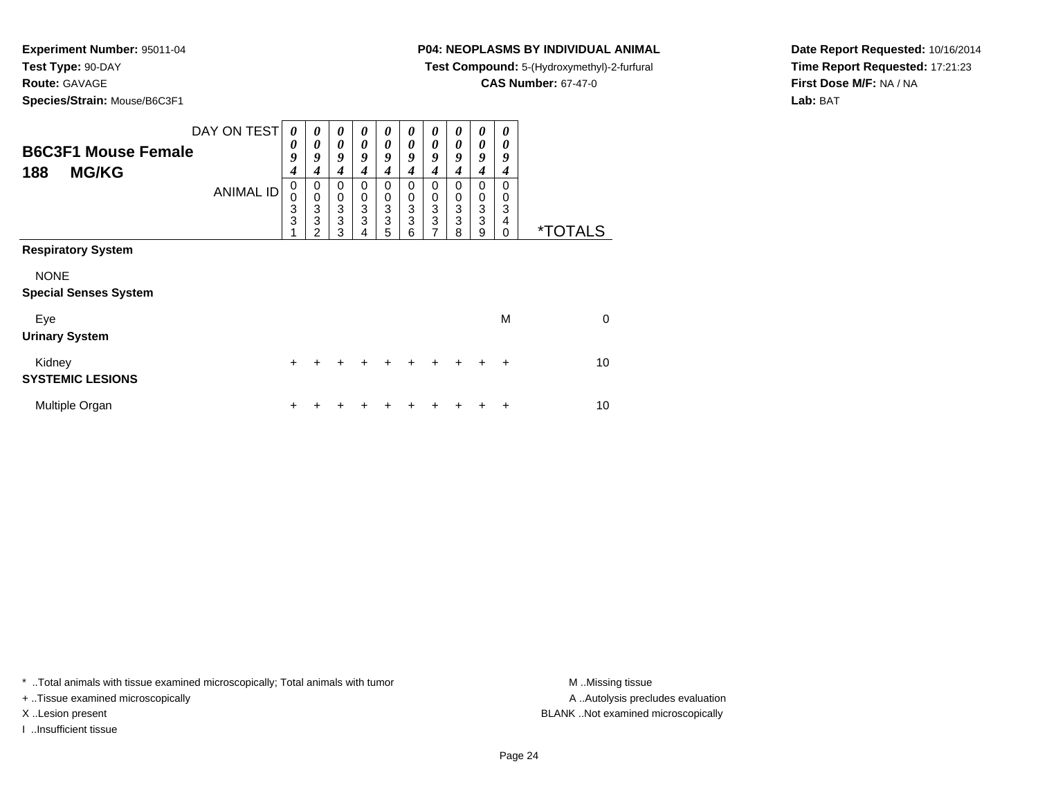**Experiment Number:** 95011-04
**Test Type:** 90-DAY
**Route:** GAVAGE
**Species/Strain:** Mouse/B6C3F1

**P04: NEOPLASMS BY INDIVIDUAL ANIMAL**
**Test Compound:** 5-(Hydroxymethyl)-2-furfural
**CAS Number:** 67-47-0

**Date Report Requested:** 10/16/2014
**Time Report Requested:** 17:21:23
**First Dose M/F:** NA / NA
**Lab:** BAT

## B6C3F1 Mouse Female
## 188 MG/KG

| DAY ON TEST | 0094 | 0094 | 0094 | 0094 | 0094 | 0094 | 0094 | 0094 | 0094 | 0094 | |
|---|---|---|---|---|---|---|---|---|---|---|---|
| ANIMAL ID | 00331 | 00332 | 00333 | 00334 | 00335 | 00336 | 00337 | 00338 | 00339 | 00340 | *TOTALS |
| **Respiratory System** | | | | | | | | | | | |
| NONE | | | | | | | | | | | |
| **Special Senses System** | | | | | | | | | | | |
| Eye | | | | | | | | | | M | 0 |
| **Urinary System** | | | | | | | | | | | |
| Kidney | + | + | + | + | + | + | + | + | + | + | 10 |
| **SYSTEMIC LESIONS** | | | | | | | | | | | |
| Multiple Organ | + | + | + | + | + | + | + | + | + | + | 10 |

* ..Total animals with tissue examined microscopically; Total animals with tumor
+ ..Tissue examined microscopically
X ..Lesion present
I ..Insufficient tissue

M ..Missing tissue
A ..Autolysis precludes evaluation
BLANK ..Not examined microscopically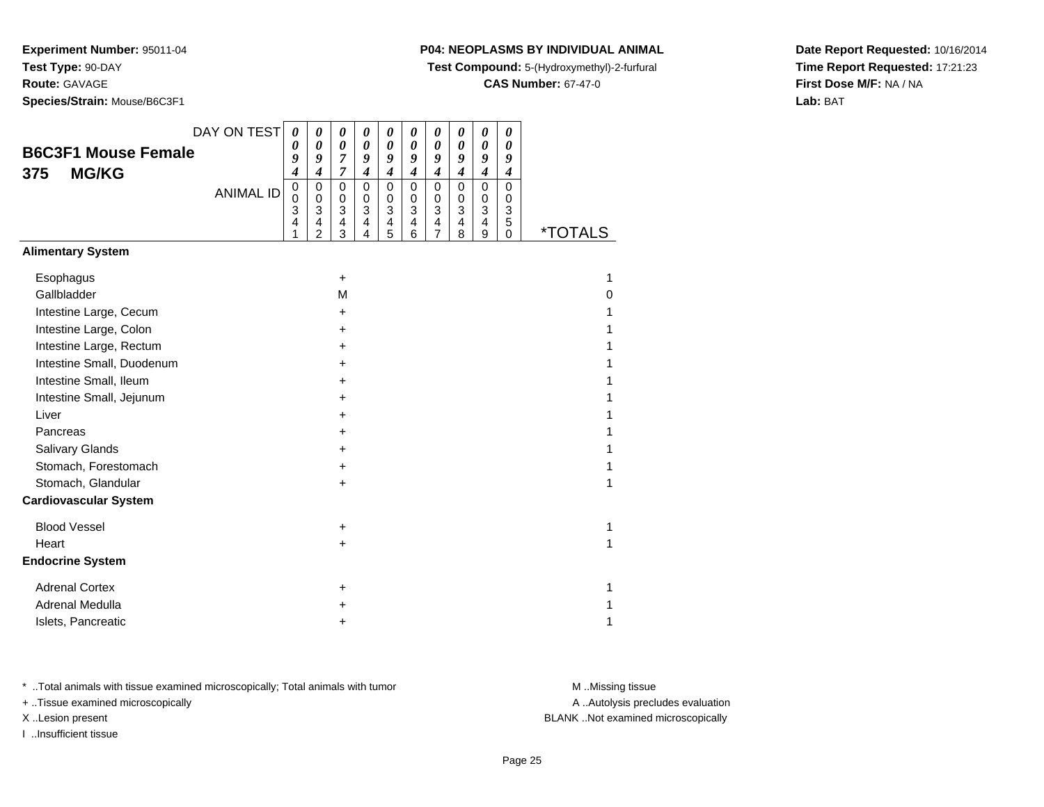**Experiment Number:** 95011-04
**Test Type:** 90-DAY
**Route:** GAVAGE
**Species/Strain:** Mouse/B6C3F1

**P04: NEOPLASMS BY INDIVIDUAL ANIMAL**
**Test Compound:** 5-(Hydroxymethyl)-2-furfural
**CAS Number:** 67-47-0

**Date Report Requested:** 10/16/2014
**Time Report Requested:** 17:21:23
**First Dose M/F:** NA / NA
**Lab:** BAT

## B6C3F1 Mouse Female
## 375 MG/KG

| DAY ON TEST | 0094 | 0094 | 0077 | 0094 | 0094 | 0094 | 0094 | 0094 | 0094 | 0094 | |
|---|---|---|---|---|---|---|---|---|---|---|---|
| ANIMAL ID | 00341 | 00342 | 00343 | 00344 | 00345 | 00346 | 00347 | 00348 | 00349 | 00350 | *TOTALS |
| **Alimentary System** | | | | | | | | | | | |
| Esophagus | | | + | | | | | | | | 1 |
| Gallbladder | | | M | | | | | | | | 0 |
| Intestine Large, Cecum | | | + | | | | | | | | 1 |
| Intestine Large, Colon | | | + | | | | | | | | 1 |
| Intestine Large, Rectum | | | + | | | | | | | | 1 |
| Intestine Small, Duodenum | | | + | | | | | | | | 1 |
| Intestine Small, Ileum | | | + | | | | | | | | 1 |
| Intestine Small, Jejunum | | | + | | | | | | | | 1 |
| Liver | | | + | | | | | | | | 1 |
| Pancreas | | | + | | | | | | | | 1 |
| Salivary Glands | | | + | | | | | | | | 1 |
| Stomach, Forestomach | | | + | | | | | | | | 1 |
| Stomach, Glandular | | | + | | | | | | | | 1 |
| **Cardiovascular System** | | | | | | | | | | | |
| Blood Vessel | | | + | | | | | | | | 1 |
| Heart | | | + | | | | | | | | 1 |
| **Endocrine System** | | | | | | | | | | | |
| Adrenal Cortex | | | + | | | | | | | | 1 |
| Adrenal Medulla | | | + | | | | | | | | 1 |
| Islets, Pancreatic | | | + | | | | | | | | 1 |

\* ..Total animals with tissue examined microscopically; Total animals with tumor
+ ..Tissue examined microscopically
X ..Lesion present
I ..Insufficient tissue

M ..Missing tissue
A ..Autolysis precludes evaluation
BLANK ..Not examined microscopically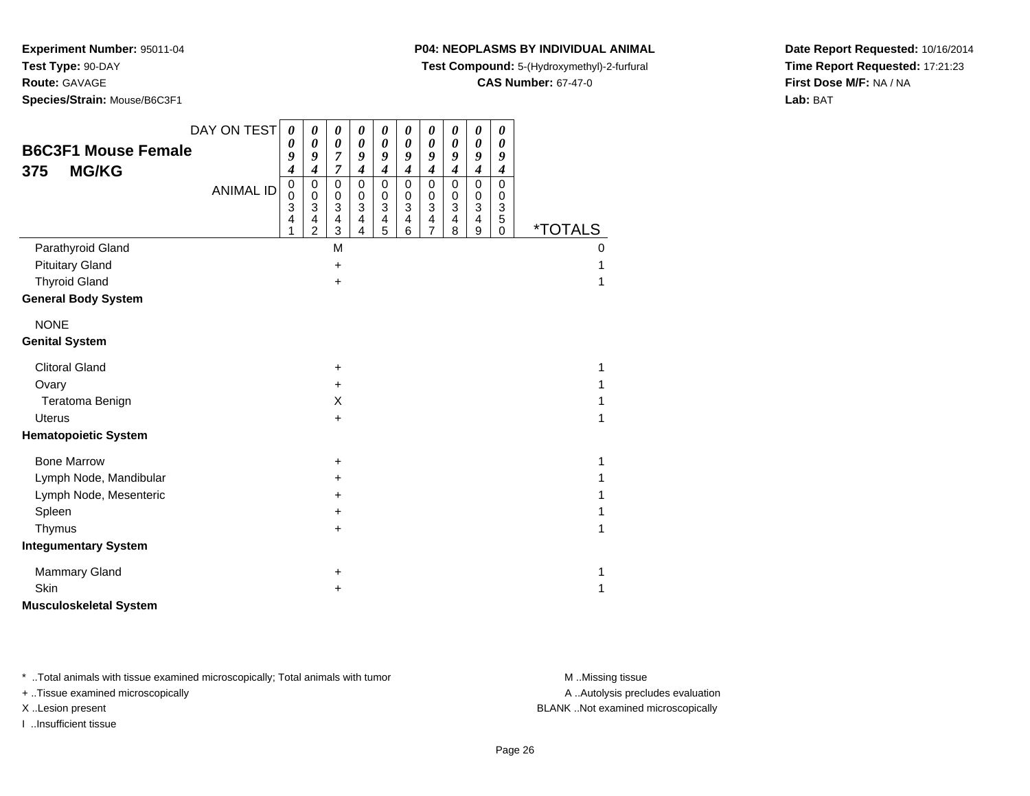**Experiment Number:** 95011-04
**Test Type:** 90-DAY
**Route:** GAVAGE
**Species/Strain:** Mouse/B6C3F1

**P04: NEOPLASMS BY INDIVIDUAL ANIMAL**
**Test Compound:** 5-(Hydroxymethyl)-2-furfural
**CAS Number:** 67-47-0

**Date Report Requested:** 10/16/2014
**Time Report Requested:** 17:21:23
**First Dose M/F:** NA / NA
**Lab:** BAT

## B6C3F1 Mouse Female 375 MG/KG

| DAY ON TEST | 0094 | 0094 | 0077 | 0094 | 0094 | 0094 | 0094 | 0094 | 0094 | 0094 | |
|---|---|---|---|---|---|---|---|---|---|---|---|
| **ANIMAL ID** | 00341 | 00342 | 00343 | 00344 | 00345 | 00346 | 00347 | 00348 | 00349 | 00350 | ***TOTALS** |
| Parathyroid Gland | | | M | | | | | | | | 0 |
| Pituitary Gland | | | + | | | | | | | | 1 |
| Thyroid Gland | | | + | | | | | | | | 1 |
| **General Body System** | | | | | | | | | | | |
| NONE | | | | | | | | | | | |
| **Genital System** | | | | | | | | | | | |
| Clitoral Gland | | | + | | | | | | | | 1 |
| Ovary | | | + | | | | | | | | 1 |
| Teratoma Benign | | | X | | | | | | | | 1 |
| Uterus | | | + | | | | | | | | 1 |
| **Hematopoietic System** | | | | | | | | | | | |
| Bone Marrow | | | + | | | | | | | | 1 |
| Lymph Node, Mandibular | | | + | | | | | | | | 1 |
| Lymph Node, Mesenteric | | | + | | | | | | | | 1 |
| Spleen | | | + | | | | | | | | 1 |
| Thymus | | | + | | | | | | | | 1 |
| **Integumentary System** | | | | | | | | | | | |
| Mammary Gland | | | + | | | | | | | | 1 |
| Skin | | | + | | | | | | | | 1 |
| **Musculoskeletal System** | | | | | | | | | | | |

* ..Total animals with tissue examined microscopically; Total animals with tumor
+ ..Tissue examined microscopically
X ..Lesion present
I ..Insufficient tissue

M ..Missing tissue
A ..Autolysis precludes evaluation
BLANK ..Not examined microscopically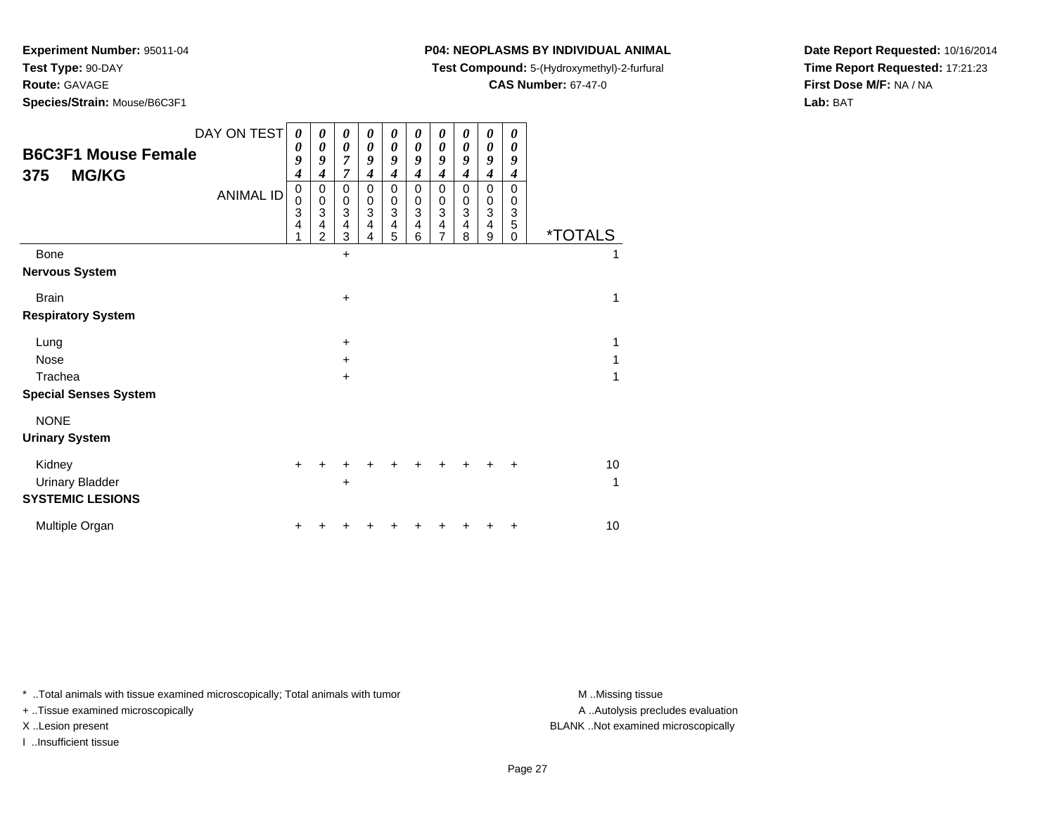**Experiment Number:** 95011-04
**Test Type:** 90-DAY
**Route:** GAVAGE
**Species/Strain:** Mouse/B6C3F1

**P04: NEOPLASMS BY INDIVIDUAL ANIMAL**
**Test Compound:** 5-(Hydroxymethyl)-2-furfural
**CAS Number:** 67-47-0

**Date Report Requested:** 10/16/2014
**Time Report Requested:** 17:21:23
**First Dose M/F:** NA / NA
**Lab:** BAT

## B6C3F1 Mouse Female
## 375 MG/KG

| DAY ON TEST | 0094 | 0094 | 0077 | 0094 | 0094 | 0094 | 0094 | 0094 | 0094 | 0094 | |
|---|---|---|---|---|---|---|---|---|---|---|---|
| ANIMAL ID | 00341 | 00342 | 00343 | 00344 | 00345 | 00346 | 00347 | 00348 | 00349 | 00350 | *TOTALS |
| Bone | | | + | | | | | | | | 1 |
| **Nervous System** | | | | | | | | | | | |
| Brain | | | + | | | | | | | | 1 |
| **Respiratory System** | | | | | | | | | | | |
| Lung | | | + | | | | | | | | 1 |
| Nose | | | + | | | | | | | | 1 |
| Trachea | | | + | | | | | | | | 1 |
| **Special Senses System** | | | | | | | | | | | |
| NONE | | | | | | | | | | | |
| **Urinary System** | | | | | | | | | | | |
| Kidney | + | + | + | + | + | + | + | + | + | + | 10 |
| Urinary Bladder | | | + | | | | | | | | 1 |
| **SYSTEMIC LESIONS** | | | | | | | | | | | |
| Multiple Organ | + | + | + | + | + | + | + | + | + | + | 10 |

* ..Total animals with tissue examined microscopically; Total animals with tumor
+ ..Tissue examined microscopically
X ..Lesion present
I ..Insufficient tissue

M ..Missing tissue
A ..Autolysis precludes evaluation
BLANK ..Not examined microscopically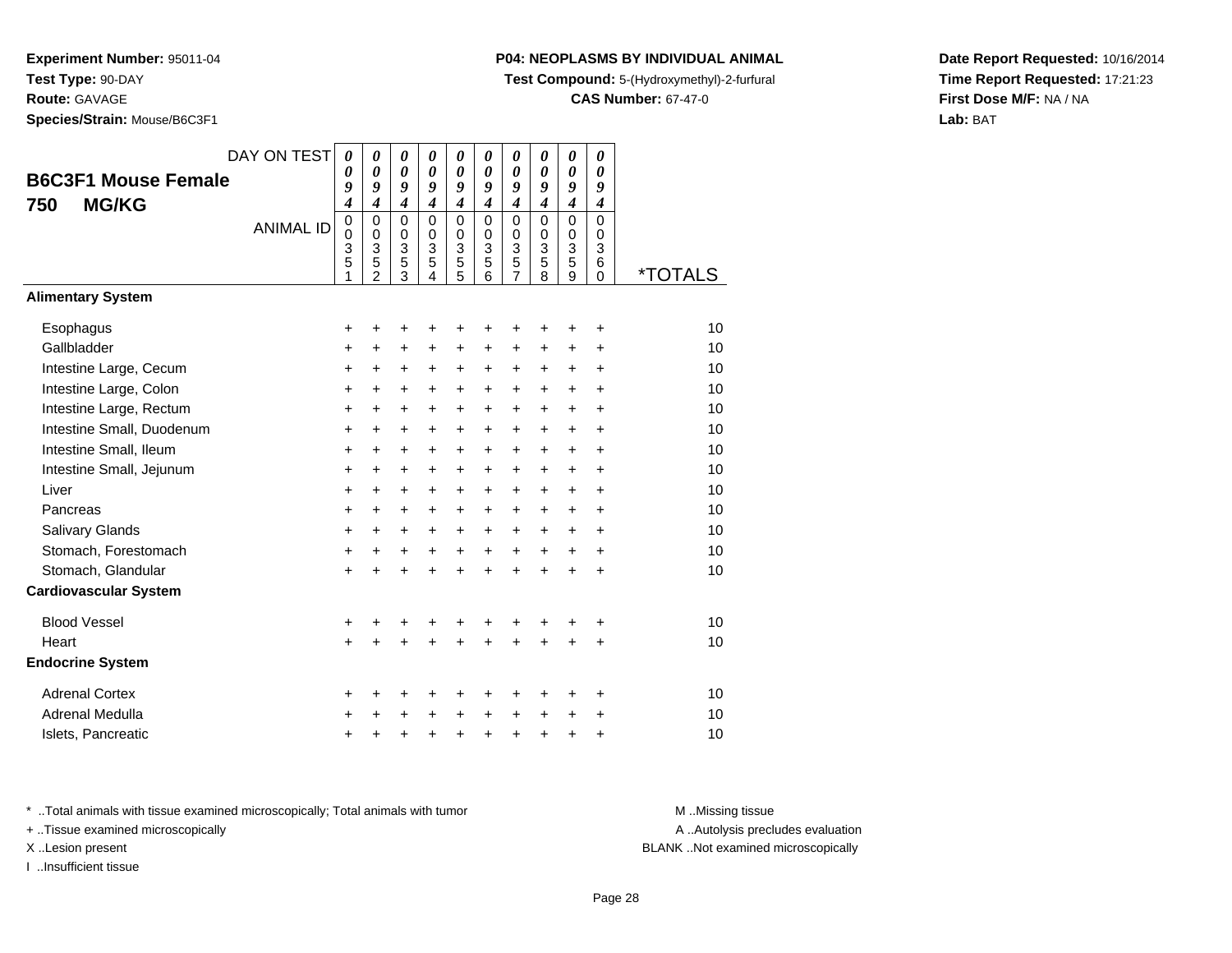**Experiment Number:** 95011-04
**Test Type:** 90-DAY
**Route:** GAVAGE
**Species/Strain:** Mouse/B6C3F1

**P04: NEOPLASMS BY INDIVIDUAL ANIMAL**
**Test Compound:** 5-(Hydroxymethyl)-2-furfural
**CAS Number:** 67-47-0

**Date Report Requested:** 10/16/2014
**Time Report Requested:** 17:21:23
**First Dose M/F:** NA / NA
**Lab:** BAT

## B6C3F1 Mouse Female 750 MG/KG

| DAY ON TEST | 0094 | 0094 | 0094 | 0094 | 0094 | 0094 | 0094 | 0094 | 0094 | 0094 | |
|---|---|---|---|---|---|---|---|---|---|---|---|
| ANIMAL ID | 00351 | 00352 | 00353 | 00354 | 00355 | 00356 | 00357 | 00358 | 00359 | 00360 | *TOTALS |
| **Alimentary System** | | | | | | | | | | | |
| Esophagus | + | + | + | + | + | + | + | + | + | + | 10 |
| Gallbladder | + | + | + | + | + | + | + | + | + | + | 10 |
| Intestine Large, Cecum | + | + | + | + | + | + | + | + | + | + | 10 |
| Intestine Large, Colon | + | + | + | + | + | + | + | + | + | + | 10 |
| Intestine Large, Rectum | + | + | + | + | + | + | + | + | + | + | 10 |
| Intestine Small, Duodenum | + | + | + | + | + | + | + | + | + | + | 10 |
| Intestine Small, Ileum | + | + | + | + | + | + | + | + | + | + | 10 |
| Intestine Small, Jejunum | + | + | + | + | + | + | + | + | + | + | 10 |
| Liver | + | + | + | + | + | + | + | + | + | + | 10 |
| Pancreas | + | + | + | + | + | + | + | + | + | + | 10 |
| Salivary Glands | + | + | + | + | + | + | + | + | + | + | 10 |
| Stomach, Forestomach | + | + | + | + | + | + | + | + | + | + | 10 |
| Stomach, Glandular | + | + | + | + | + | + | + | + | + | + | 10 |
| **Cardiovascular System** | | | | | | | | | | | |
| Blood Vessel | + | + | + | + | + | + | + | + | + | + | 10 |
| Heart | + | + | + | + | + | + | + | + | + | + | 10 |
| **Endocrine System** | | | | | | | | | | | |
| Adrenal Cortex | + | + | + | + | + | + | + | + | + | + | 10 |
| Adrenal Medulla | + | + | + | + | + | + | + | + | + | + | 10 |
| Islets, Pancreatic | + | + | + | + | + | + | + | + | + | + | 10 |

* ..Total animals with tissue examined microscopically; Total animals with tumor
+ ..Tissue examined microscopically
X ..Lesion present
I ..Insufficient tissue

M ..Missing tissue
A ..Autolysis precludes evaluation
BLANK ..Not examined microscopically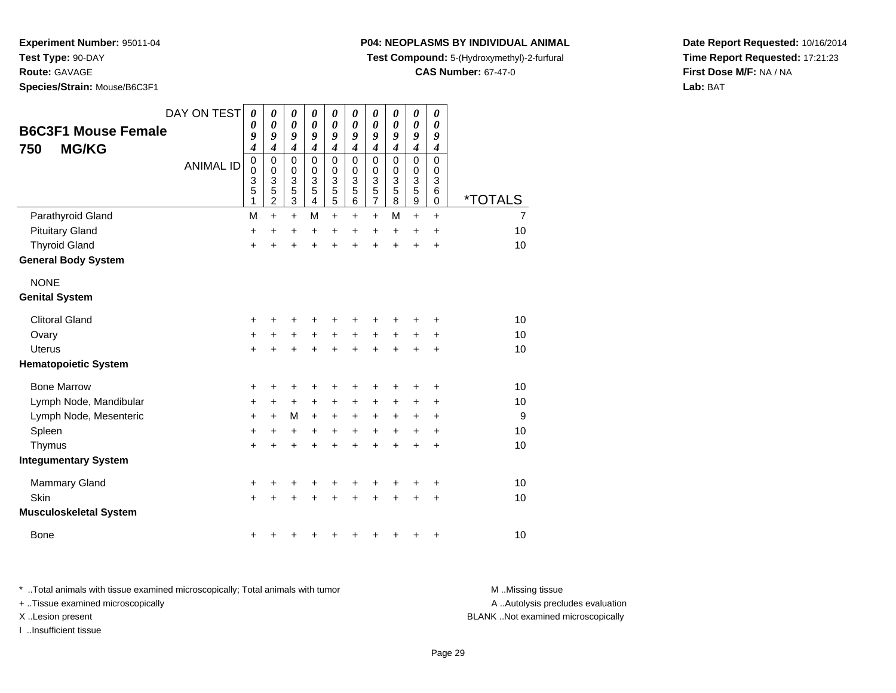**Experiment Number:** 95011-04
**Test Type:** 90-DAY
**Route:** GAVAGE
**Species/Strain:** Mouse/B6C3F1

**P04: NEOPLASMS BY INDIVIDUAL ANIMAL**
**Test Compound:** 5-(Hydroxymethyl)-2-furfural
**CAS Number:** 67-47-0

**Date Report Requested:** 10/16/2014
**Time Report Requested:** 17:21:23
**First Dose M/F:** NA / NA
**Lab:** BAT

## B6C3F1 Mouse Female
## 750 MG/KG

| DAY ON TEST | 0094 | 0094 | 0094 | 0094 | 0094 | 0094 | 0094 | 0094 | 0094 | 0094 | |
|---|---|---|---|---|---|---|---|---|---|---|---|
| **ANIMAL ID** | 00351 | 00352 | 00353 | 00354 | 00355 | 00356 | 00357 | 00358 | 00359 | 00360 | ***TOTALS** |
| Parathyroid Gland | M | + | + | M | + | + | + | M | + | + | 7 |
| Pituitary Gland | + | + | + | + | + | + | + | + | + | + | 10 |
| Thyroid Gland | + | + | + | + | + | + | + | + | + | + | 10 |
| **General Body System** | | | | | | | | | | | |
| NONE | | | | | | | | | | | |
| **Genital System** | | | | | | | | | | | |
| Clitoral Gland | + | + | + | + | + | + | + | + | + | + | 10 |
| Ovary | + | + | + | + | + | + | + | + | + | + | 10 |
| Uterus | + | + | + | + | + | + | + | + | + | + | 10 |
| **Hematopoietic System** | | | | | | | | | | | |
| Bone Marrow | + | + | + | + | + | + | + | + | + | + | 10 |
| Lymph Node, Mandibular | + | + | + | + | + | + | + | + | + | + | 10 |
| Lymph Node, Mesenteric | + | + | M | + | + | + | + | + | + | + | 9 |
| Spleen | + | + | + | + | + | + | + | + | + | + | 10 |
| Thymus | + | + | + | + | + | + | + | + | + | + | 10 |
| **Integumentary System** | | | | | | | | | | | |
| Mammary Gland | + | + | + | + | + | + | + | + | + | + | 10 |
| Skin | + | + | + | + | + | + | + | + | + | + | 10 |
| **Musculoskeletal System** | | | | | | | | | | | |
| Bone | + | + | + | + | + | + | + | + | + | + | 10 |

* ..Total animals with tissue examined microscopically; Total animals with tumor
+ ..Tissue examined microscopically
X ..Lesion present
I ..Insufficient tissue

M ..Missing tissue
A ..Autolysis precludes evaluation
BLANK ..Not examined microscopically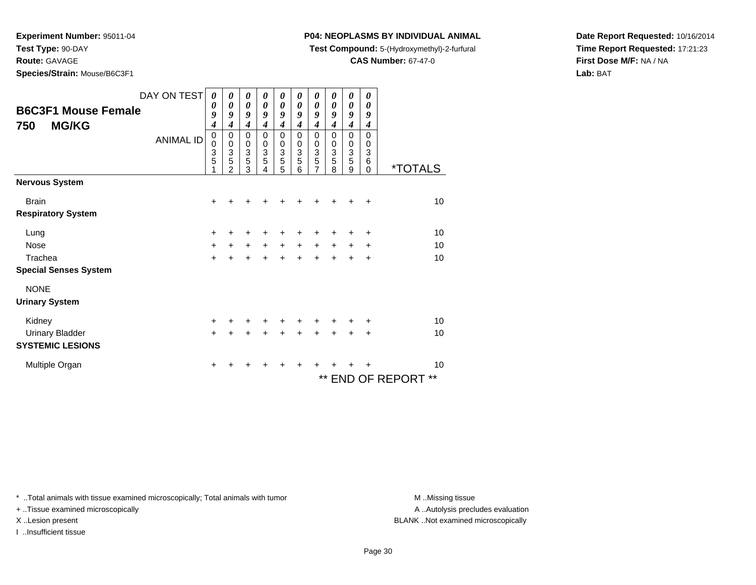**Experiment Number:** 95011-04
**Test Type:** 90-DAY
**Route:** GAVAGE
**Species/Strain:** Mouse/B6C3F1

**P04: NEOPLASMS BY INDIVIDUAL ANIMAL**
**Test Compound:** 5-(Hydroxymethyl)-2-furfural
**CAS Number:** 67-47-0

**Date Report Requested:** 10/16/2014
**Time Report Requested:** 17:21:23
**First Dose M/F:** NA / NA
**Lab:** BAT

## B6C3F1 Mouse Female
## 750 MG/KG

| DAY ON TEST | 0094 | 0094 | 0094 | 0094 | 0094 | 0094 | 0094 | 0094 | 0094 | 0094 | |
|---|---|---|---|---|---|---|---|---|---|---|---|
| **ANIMAL ID** | 00351 | 00352 | 00353 | 00354 | 00355 | 00356 | 00357 | 00358 | 00359 | 00360 | ***TOTALS** |
| **Nervous System** | | | | | | | | | | | |
| Brain | + | + | + | + | + | + | + | + | + | + | 10 |
| **Respiratory System** | | | | | | | | | | | |
| Lung | + | + | + | + | + | + | + | + | + | + | 10 |
| Nose | + | + | + | + | + | + | + | + | + | + | 10 |
| Trachea | + | + | + | + | + | + | + | + | + | + | 10 |
| **Special Senses System** | | | | | | | | | | | |
| NONE | | | | | | | | | | | |
| **Urinary System** | | | | | | | | | | | |
| Kidney | + | + | + | + | + | + | + | + | + | + | 10 |
| Urinary Bladder | + | + | + | + | + | + | + | + | + | + | 10 |
| **SYSTEMIC LESIONS** | | | | | | | | | | | |
| Multiple Organ | + | + | + | + | + | + | + | + | + | + | 10 |

** END OF REPORT **

* ..Total animals with tissue examined microscopically; Total animals with tumor
+ ..Tissue examined microscopically
X ..Lesion present
I ..Insufficient tissue

M ..Missing tissue
A ..Autolysis precludes evaluation
BLANK ..Not examined microscopically